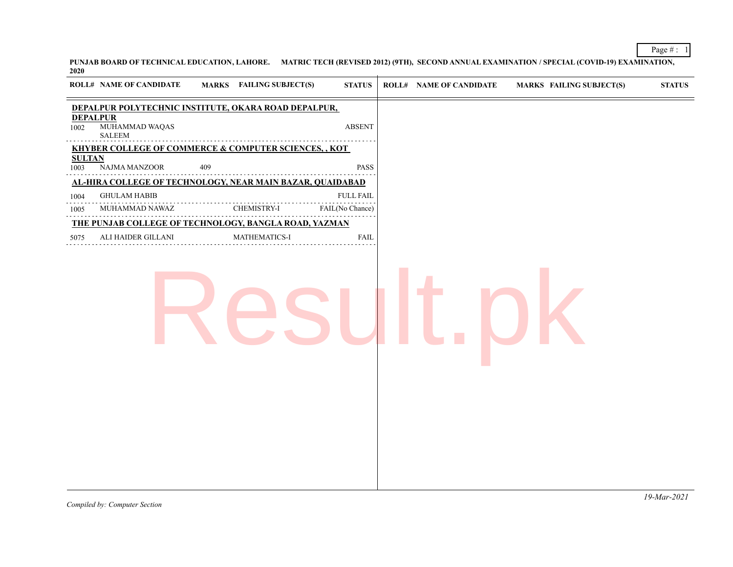**PUNJAB BOARD OF TECHNICAL EDUCATION, LAHORE. MATRIC TECH (REVISED 2012) (9TH), SECOND ANNUAL EXAMINATION / SPECIAL (COVID-19) EXAMINATION, 2020**

| ROLL# | NAME OF CANDIDATE | MARKS | FAILING SUBJECT(S) | STATUS |
|---|---|---|---|---|
| **DEPALPUR POLYTECHNIC INSTITUTE, OKARA ROAD DEPALPUR, DEPALPUR** | | | | |
| 1002 | MUHAMMAD WAQAS SALEEM | | | ABSENT |
| **KHYBER COLLEGE OF COMMERCE & COMPUTER SCIENCES, , KOT SULTAN** | | | | |
| 1003 | NAJMA MANZOOR | 409 | | PASS |
| **AL-HIRA COLLEGE OF TECHNOLOGY, NEAR MAIN BAZAR, QUAIDABAD** | | | | |
| 1004 | GHULAM HABIB | | | FULL FAIL |
| 1005 | MUHAMMAD NAWAZ | | CHEMISTRY-I | FAIL(No Chance) |
| **THE PUNJAB COLLEGE OF TECHNOLOGY, BANGLA ROAD, YAZMAN** | | | | |
| 5075 | ALI HAIDER GILLANI | | MATHEMATICS-I | FAIL |

*Compiled by: Computer Section*

*19-Mar-2021*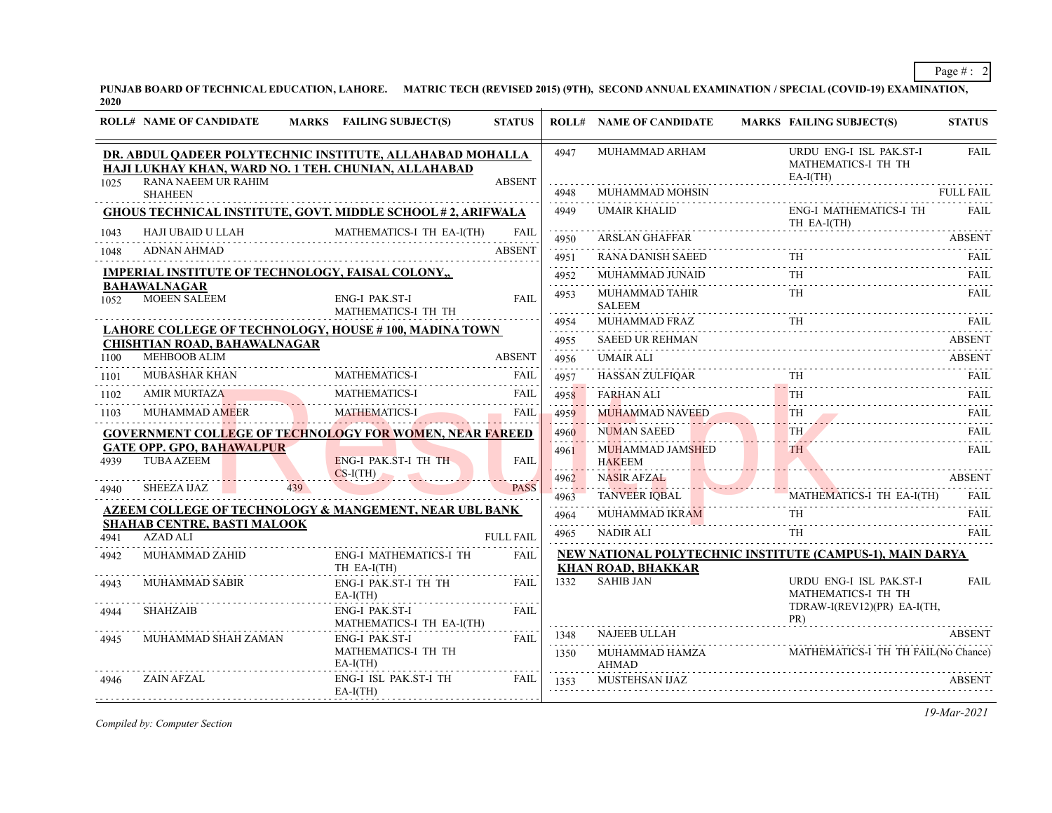**PUNJAB BOARD OF TECHNICAL EDUCATION, LAHORE. MATRIC TECH (REVISED 2015) (9TH), SECOND ANNUAL EXAMINATION / SPECIAL (COVID-19) EXAMINATION, 2020**

| ROLL# | NAME OF CANDIDATE | MARKS | FAILING SUBJECT(S) | STATUS |
|---|---|---|---|---|
| | **DR. ABDUL QADEER POLYTECHNIC INSTITUTE, ALLAHABAD MOHALLA HAJI LUKHAY KHAN, WARD NO. 1 TEH. CHUNIAN, ALLAHABAD** | | | |
| 1025 | RANA NAEEM UR RAHIM SHAHEEN | | | ABSENT |
| | **GHOUS TECHNICAL INSTITUTE, GOVT. MIDDLE SCHOOL # 2, ARIFWALA** | | | |
| 1043 | HAJI UBAID U LLAH | | MATHEMATICS-I TH EA-I(TH) | FAIL |
| 1048 | ADNAN AHMAD | | | ABSENT |
| | **IMPERIAL INSTITUTE OF TECHNOLOGY, FAISAL COLONY,, BAHAWALNAGAR** | | | |
| 1052 | MOEEN SALEEM | | ENG-I PAK.ST-I MATHEMATICS-I TH TH | FAIL |
| | **LAHORE COLLEGE OF TECHNOLOGY, HOUSE # 100, MADINA TOWN CHISHTIAN ROAD, BAHAWALNAGAR** | | | |
| 1100 | MEHBOOB ALIM | | | ABSENT |
| 1101 | MUBASHAR KHAN | | MATHEMATICS-I | FAIL |
| 1102 | AMIR MURTAZA | | MATHEMATICS-I | FAIL |
| 1103 | MUHAMMAD AMEER | | MATHEMATICS-I | FAIL |
| | **GOVERNMENT COLLEGE OF TECHNOLOGY FOR WOMEN, NEAR FAREED GATE OPP. GPO, BAHAWALPUR** | | | |
| 4939 | TUBA AZEEM | | ENG-I PAK.ST-I TH TH CS-I(TH) | FAIL |
| 4940 | SHEEZA IJAZ | 439 | | PASS |
| | **AZEEM COLLEGE OF TECHNOLOGY & MANGEMENT, NEAR UBL BANK SHAHAB CENTRE, BASTI MALOOK** | | | |
| 4941 | AZAD ALI | | | FULL FAIL |
| 4942 | MUHAMMAD ZAHID | | ENG-I MATHEMATICS-I TH TH EA-I(TH) | FAIL |
| 4943 | MUHAMMAD SABIR | | ENG-I PAK.ST-I TH TH EA-I(TH) | FAIL |
| 4944 | SHAHZAIB | | ENG-I PAK.ST-I MATHEMATICS-I TH EA-I(TH) | FAIL |
| 4945 | MUHAMMAD SHAH ZAMAN | | ENG-I PAK.ST-I MATHEMATICS-I TH TH EA-I(TH) | FAIL |
| 4946 | ZAIN AFZAL | | ENG-I ISL PAK.ST-I TH EA-I(TH) | FAIL |
| 4947 | MUHAMMAD ARHAM | | URDU ENG-I ISL PAK.ST-I MATHEMATICS-I TH TH EA-I(TH) | FAIL |
| 4948 | MUHAMMAD MOHSIN | | | FULL FAIL |
| 4949 | UMAIR KHALID | | ENG-I MATHEMATICS-I TH TH EA-I(TH) | FAIL |
| 4950 | ARSLAN GHAFFAR | | | ABSENT |
| 4951 | RANA DANISH SAEED | | TH | FAIL |
| 4952 | MUHAMMAD JUNAID | | TH | FAIL |
| 4953 | MUHAMMAD TAHIR SALEEM | | TH | FAIL |
| 4954 | MUHAMMAD FRAZ | | TH | FAIL |
| 4955 | SAEED UR REHMAN | | | ABSENT |
| 4956 | UMAIR ALI | | | ABSENT |
| 4957 | HASSAN ZULFIQAR | | TH | FAIL |
| 4958 | FARHAN ALI | | TH | FAIL |
| 4959 | MUHAMMAD NAVEED | | TH | FAIL |
| 4960 | NUMAN SAEED | | TH | FAIL |
| 4961 | MUHAMMAD JAMSHED HAKEEM | | TH | FAIL |
| 4962 | NASIR AFZAL | | | ABSENT |
| 4963 | TANVEER IQBAL | | MATHEMATICS-I TH EA-I(TH) | FAIL |
| 4964 | MUHAMMAD IKRAM | | TH | FAIL |
| 4965 | NADIR ALI | | TH | FAIL |
| | **NEW NATIONAL POLYTECHNIC INSTITUTE (CAMPUS-1), MAIN DARYA KHAN ROAD, BHAKKAR** | | | |
| 1332 | SAHIB JAN | | URDU ENG-I ISL PAK.ST-I MATHEMATICS-I TH TH TDRAW-I(REV12)(PR) EA-I(TH, PR) | FAIL |
| 1348 | NAJEEB ULLAH | | | ABSENT |
| 1350 | MUHAMMAD HAMZA AHMAD | | MATHEMATICS-I TH TH | FAIL(No Chance) |
| 1353 | MUSTEHSAN IJAZ | | | ABSENT |

*Compiled by: Computer Section*

19-Mar-2021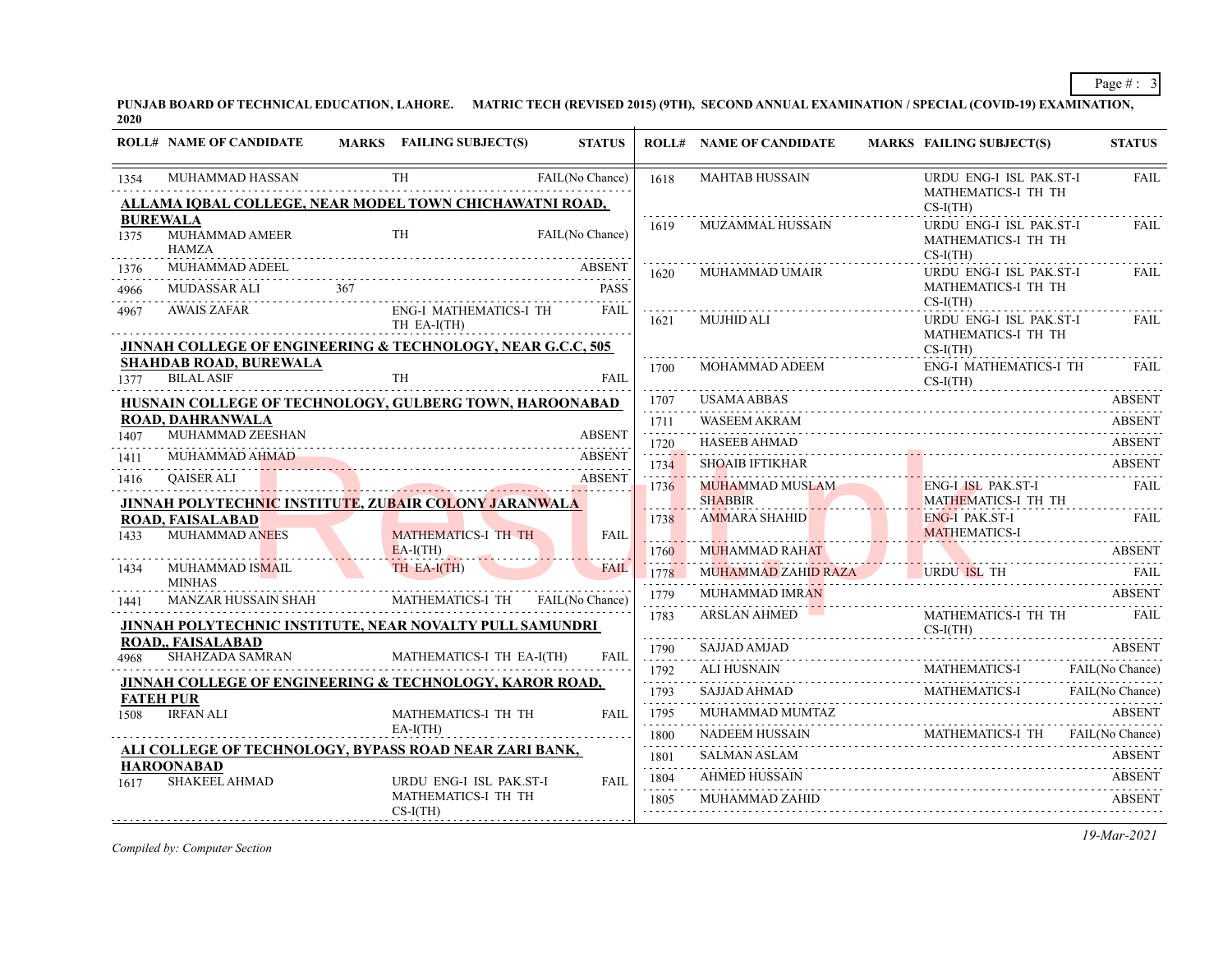**PUNJAB BOARD OF TECHNICAL EDUCATION, LAHORE. MATRIC TECH (REVISED 2015) (9TH), SECOND ANNUAL EXAMINATION / SPECIAL (COVID-19) EXAMINATION, 2020**

| ROLL# | NAME OF CANDIDATE | MARKS | FAILING SUBJECT(S) | STATUS |
|---|---|---|---|---|
| 1354 | MUHAMMAD HASSAN | | TH | FAIL(No Chance) |

**ALLAMA IQBAL COLLEGE, NEAR MODEL TOWN CHICHAWATNI ROAD, BUREWALA**

| ROLL# | NAME OF CANDIDATE | MARKS | FAILING SUBJECT(S) | STATUS |
|---|---|---|---|---|
| 1375 | MUHAMMAD AMEER HAMZA | | TH | FAIL(No Chance) |
| 1376 | MUHAMMAD ADEEL | | | ABSENT |
| 4966 | MUDASSAR ALI | 367 | | PASS |
| 4967 | AWAIS ZAFAR | | ENG-I MATHEMATICS-I TH TH EA-I(TH) | FAIL |

**JINNAH COLLEGE OF ENGINEERING & TECHNOLOGY, NEAR G.C.C, 505 SHAHDAB ROAD, BUREWALA**

| ROLL# | NAME OF CANDIDATE | MARKS | FAILING SUBJECT(S) | STATUS |
|---|---|---|---|---|
| 1377 | BILAL ASIF | | TH | FAIL |

**HUSNAIN COLLEGE OF TECHNOLOGY, GULBERG TOWN, HAROONABAD ROAD, DAHRANWALA**

| ROLL# | NAME OF CANDIDATE | MARKS | FAILING SUBJECT(S) | STATUS |
|---|---|---|---|---|
| 1407 | MUHAMMAD ZEESHAN | | | ABSENT |
| 1411 | MUHAMMAD AHMAD | | | ABSENT |
| 1416 | QAISER ALI | | | ABSENT |

**JINNAH POLYTECHNIC INSTITUTE, ZUBAIR COLONY JARANWALA ROAD, FAISALABAD**

| ROLL# | NAME OF CANDIDATE | MARKS | FAILING SUBJECT(S) | STATUS |
|---|---|---|---|---|
| 1433 | MUHAMMAD ANEES | | MATHEMATICS-I TH TH EA-I(TH) | FAIL |
| 1434 | MUHAMMAD ISMAIL MINHAS | | TH EA-I(TH) | FAIL |
| 1441 | MANZAR HUSSAIN SHAH | | MATHEMATICS-I TH | FAIL(No Chance) |

**JINNAH POLYTECHNIC INSTITUTE, NEAR NOVALTY PULL SAMUNDRI ROAD,, FAISALABAD**

| ROLL# | NAME OF CANDIDATE | MARKS | FAILING SUBJECT(S) | STATUS |
|---|---|---|---|---|
| 4968 | SHAHZADA SAMRAN | | MATHEMATICS-I TH EA-I(TH) | FAIL |

**JINNAH COLLEGE OF ENGINEERING & TECHNOLOGY, KAROR ROAD, FATEH PUR**

| ROLL# | NAME OF CANDIDATE | MARKS | FAILING SUBJECT(S) | STATUS |
|---|---|---|---|---|
| 1508 | IRFAN ALI | | MATHEMATICS-I TH TH EA-I(TH) | FAIL |

**ALI COLLEGE OF TECHNOLOGY, BYPASS ROAD NEAR ZARI BANK, HAROONABAD**

| ROLL# | NAME OF CANDIDATE | MARKS | FAILING SUBJECT(S) | STATUS |
|---|---|---|---|---|
| 1617 | SHAKEEL AHMAD | | URDU ENG-I ISL PAK.ST-I MATHEMATICS-I TH TH CS-I(TH) | FAIL |
| 1618 | MAHTAB HUSSAIN | | URDU ENG-I ISL PAK.ST-I MATHEMATICS-I TH TH CS-I(TH) | FAIL |
| 1619 | MUZAMMAL HUSSAIN | | URDU ENG-I ISL PAK.ST-I MATHEMATICS-I TH TH CS-I(TH) | FAIL |
| 1620 | MUHAMMAD UMAIR | | URDU ENG-I ISL PAK.ST-I MATHEMATICS-I TH TH CS-I(TH) | FAIL |
| 1621 | MUJHID ALI | | URDU ENG-I ISL PAK.ST-I MATHEMATICS-I TH TH CS-I(TH) | FAIL |
| 1700 | MOHAMMAD ADEEM | | ENG-I MATHEMATICS-I TH CS-I(TH) | FAIL |
| 1707 | USAMA ABBAS | | | ABSENT |
| 1711 | WASEEM AKRAM | | | ABSENT |
| 1720 | HASEEB AHMAD | | | ABSENT |
| 1734 | SHOAIB IFTIKHAR | | | ABSENT |
| 1736 | MUHAMMAD MUSLAM SHABBIR | | ENG-I ISL PAK.ST-I MATHEMATICS-I TH TH | FAIL |
| 1738 | AMMARA SHAHID | | ENG-I PAK.ST-I MATHEMATICS-I | FAIL |
| 1760 | MUHAMMAD RAHAT | | | ABSENT |
| 1778 | MUHAMMAD ZAHID RAZA | | URDU ISL TH | FAIL |
| 1779 | MUHAMMAD IMRAN | | | ABSENT |
| 1783 | ARSLAN AHMED | | MATHEMATICS-I TH TH CS-I(TH) | FAIL |
| 1790 | SAJJAD AMJAD | | | ABSENT |
| 1792 | ALI HUSNAIN | | MATHEMATICS-I | FAIL(No Chance) |
| 1793 | SAJJAD AHMAD | | MATHEMATICS-I | FAIL(No Chance) |
| 1795 | MUHAMMAD MUMTAZ | | | ABSENT |
| 1800 | NADEEM HUSSAIN | | MATHEMATICS-I TH | FAIL(No Chance) |
| 1801 | SALMAN ASLAM | | | ABSENT |
| 1804 | AHMED HUSSAIN | | | ABSENT |
| 1805 | MUHAMMAD ZAHID | | | ABSENT |

*Compiled by: Computer Section*

*19-Mar-2021*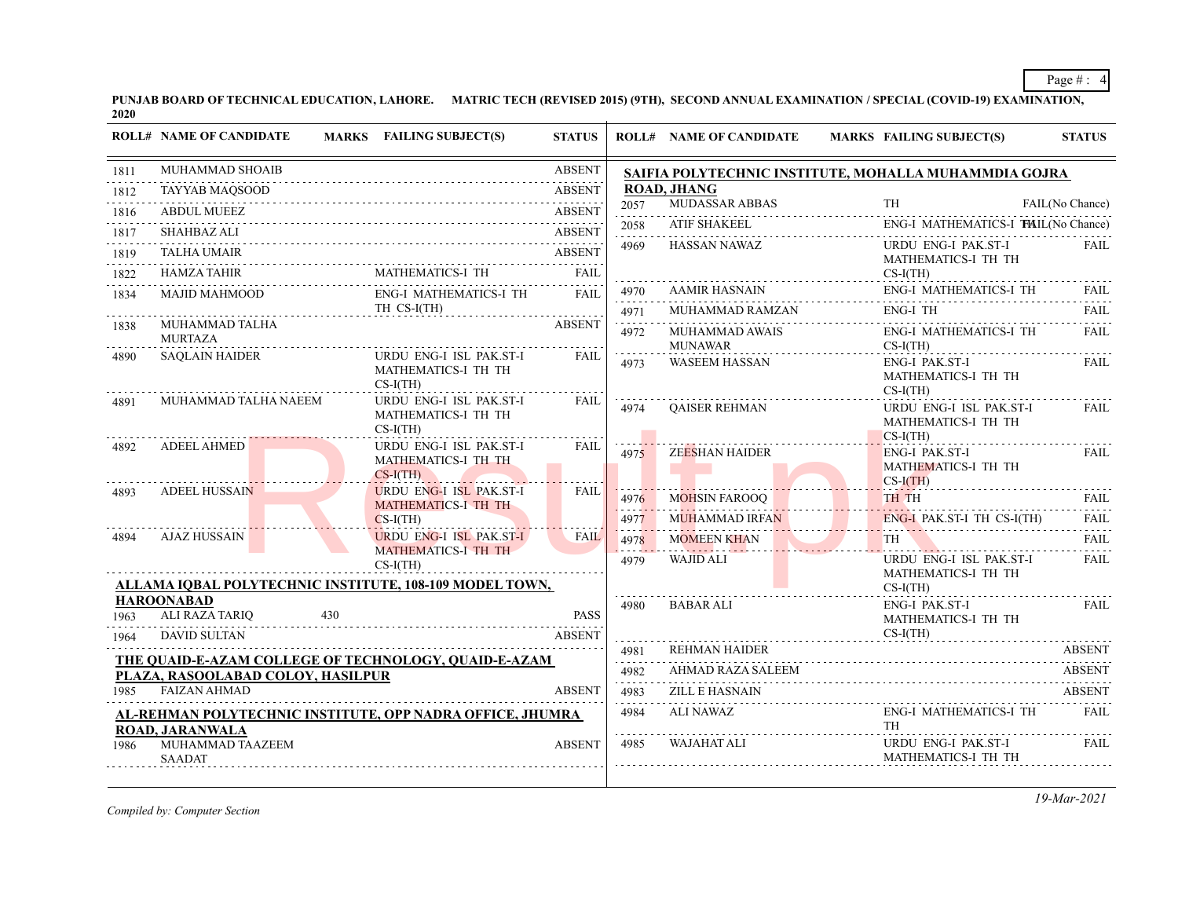**PUNJAB BOARD OF TECHNICAL EDUCATION, LAHORE. MATRIC TECH (REVISED 2015) (9TH), SECOND ANNUAL EXAMINATION / SPECIAL (COVID-19) EXAMINATION, 2020**

| ROLL# | NAME OF CANDIDATE | MARKS | FAILING SUBJECT(S) | STATUS |
|---|---|---|---|---|
| 1811 | MUHAMMAD SHOAIB | | | ABSENT |
| 1812 | TAYYAB MAQSOOD | | | ABSENT |
| 1816 | ABDUL MUEEZ | | | ABSENT |
| 1817 | SHAHBAZ ALI | | | ABSENT |
| 1819 | TALHA UMAIR | | | ABSENT |
| 1822 | HAMZA TAHIR | | MATHEMATICS-I TH | FAIL |
| 1834 | MAJID MAHMOOD | | ENG-I MATHEMATICS-I TH TH CS-I(TH) | FAIL |
| 1838 | MUHAMMAD TALHA MURTAZA | | | ABSENT |
| 4890 | SAQLAIN HAIDER | | URDU ENG-I ISL PAK.ST-I MATHEMATICS-I TH TH CS-I(TH) | FAIL |
| 4891 | MUHAMMAD TALHA NAEEM | | URDU ENG-I ISL PAK.ST-I MATHEMATICS-I TH TH CS-I(TH) | FAIL |
| 4892 | ADEEL AHMED | | URDU ENG-I ISL PAK.ST-I MATHEMATICS-I TH TH CS-I(TH) | FAIL |
| 4893 | ADEEL HUSSAIN | | URDU ENG-I ISL PAK.ST-I MATHEMATICS-I TH TH CS-I(TH) | FAIL |
| 4894 | AJAZ HUSSAIN | | URDU ENG-I ISL PAK.ST-I MATHEMATICS-I TH TH CS-I(TH) | FAIL |

**ALLAMA IQBAL POLYTECHNIC INSTITUTE, 108-109 MODEL TOWN, HAROONABAD**

| ROLL# | NAME OF CANDIDATE | MARKS | FAILING SUBJECT(S) | STATUS |
|---|---|---|---|---|
| 1963 | ALI RAZA TARIQ | 430 | | PASS |
| 1964 | DAVID SULTAN | | | ABSENT |

**THE QUAID-E-AZAM COLLEGE OF TECHNOLOGY, QUAID-E-AZAM PLAZA, RASOOLABAD COLOY, HASILPUR**

| ROLL# | NAME OF CANDIDATE | MARKS | FAILING SUBJECT(S) | STATUS |
|---|---|---|---|---|
| 1985 | FAIZAN AHMAD | | | ABSENT |

**AL-REHMAN POLYTECHNIC INSTITUTE, OPP NADRA OFFICE, JHUMRA ROAD, JARANWALA**

| ROLL# | NAME OF CANDIDATE | MARKS | FAILING SUBJECT(S) | STATUS |
|---|---|---|---|---|
| 1986 | MUHAMMAD TAAZEEM SAADAT | | | ABSENT |

**SAIFIA POLYTECHNIC INSTITUTE, MOHALLA MUHAMMDIA GOJRA ROAD, JHANG**

| ROLL# | NAME OF CANDIDATE | MARKS | FAILING SUBJECT(S) | STATUS |
|---|---|---|---|---|
| 2057 | MUDASSAR ABBAS | | TH | FAIL(No Chance) |
| 2058 | ATIF SHAKEEL | | ENG-I MATHEMATICS-I TH | FAIL(No Chance) |
| 4969 | HASSAN NAWAZ | | URDU ENG-I PAK.ST-I MATHEMATICS-I TH TH CS-I(TH) | FAIL |
| 4970 | AAMIR HASNAIN | | ENG-I MATHEMATICS-I TH | FAIL |
| 4971 | MUHAMMAD RAMZAN | | ENG-I TH | FAIL |
| 4972 | MUHAMMAD AWAIS MUNAWAR | | ENG-I MATHEMATICS-I TH CS-I(TH) | FAIL |
| 4973 | WASEEM HASSAN | | ENG-I PAK.ST-I MATHEMATICS-I TH TH CS-I(TH) | FAIL |
| 4974 | QAISER REHMAN | | URDU ENG-I ISL PAK.ST-I MATHEMATICS-I TH TH CS-I(TH) | FAIL |
| 4975 | ZEESHAN HAIDER | | ENG-I PAK.ST-I MATHEMATICS-I TH TH CS-I(TH) | FAIL |
| 4976 | MOHSIN FAROOQ | | TH TH | FAIL |
| 4977 | MUHAMMAD IRFAN | | ENG-I PAK.ST-I TH CS-I(TH) | FAIL |
| 4978 | MOMEEN KHAN | | TH | FAIL |
| 4979 | WAJID ALI | | URDU ENG-I ISL PAK.ST-I MATHEMATICS-I TH TH CS-I(TH) | FAIL |
| 4980 | BABAR ALI | | ENG-I PAK.ST-I MATHEMATICS-I TH TH CS-I(TH) | FAIL |
| 4981 | REHMAN HAIDER | | | ABSENT |
| 4982 | AHMAD RAZA SALEEM | | | ABSENT |
| 4983 | ZILL E HASNAIN | | | ABSENT |
| 4984 | ALI NAWAZ | | ENG-I MATHEMATICS-I TH TH | FAIL |
| 4985 | WAJAHAT ALI | | URDU ENG-I PAK.ST-I MATHEMATICS-I TH TH | FAIL |

*Compiled by: Computer Section*

*19-Mar-2021*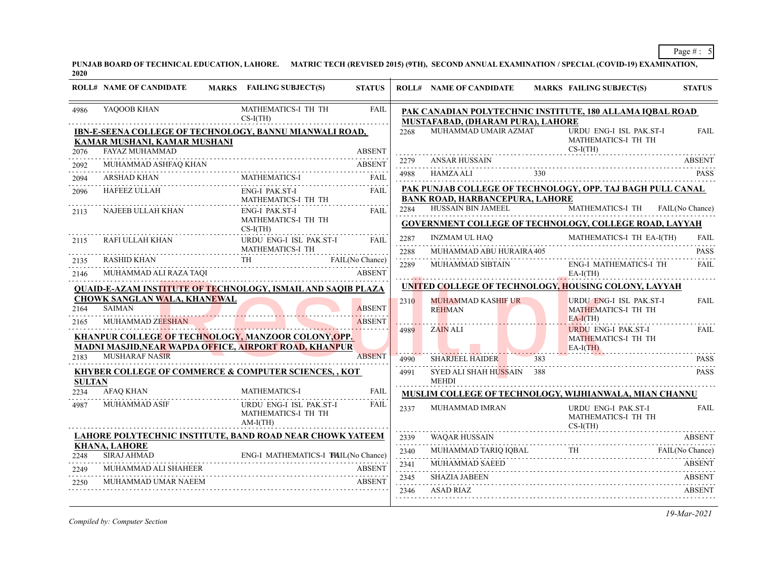**PUNJAB BOARD OF TECHNICAL EDUCATION, LAHORE. MATRIC TECH (REVISED 2015) (9TH), SECOND ANNUAL EXAMINATION / SPECIAL (COVID-19) EXAMINATION, 2020**

| ROLL# | NAME OF CANDIDATE | MARKS | FAILING SUBJECT(S) | STATUS |
|---|---|---|---|---|
| 4986 | YAQOOB KHAN | | MATHEMATICS-I TH TH CS-I(TH) | FAIL |

**IBN-E-SEENA COLLEGE OF TECHNOLOGY, BANNU MIANWALI ROAD, KAMAR MUSHANI, KAMAR MUSHANI**

| ROLL# | NAME OF CANDIDATE | MARKS | FAILING SUBJECT(S) | STATUS |
|---|---|---|---|---|
| 2076 | FAYAZ MUHAMMAD | | | ABSENT |
| 2092 | MUHAMMAD ASHFAQ KHAN | | | ABSENT |
| 2094 | ARSHAD KHAN | | MATHEMATICS-I | FAIL |
| 2096 | HAFEEZ ULLAH | | ENG-I PAK.ST-I MATHEMATICS-I TH TH | FAIL |
| 2113 | NAJEEB ULLAH KHAN | | ENG-I PAK.ST-I MATHEMATICS-I TH TH CS-I(TH) | FAIL |
| 2115 | RAFI ULLAH KHAN | | URDU ENG-I ISL PAK.ST-I MATHEMATICS-I TH | FAIL |
| 2135 | RASHID KHAN | | TH | FAIL(No Chance) |
| 2146 | MUHAMMAD ALI RAZA TAQI | | | ABSENT |

**QUAID-E-AZAM INSTITUTE OF TECHNOLOGY, ISMAIL AND SAQIB PLAZA CHOWK SANGLAN WALA, KHANEWAL**

| ROLL# | NAME OF CANDIDATE | MARKS | FAILING SUBJECT(S) | STATUS |
|---|---|---|---|---|
| 2164 | SAIMAN | | | ABSENT |
| 2165 | MUHAMMAD ZEESHAN | | | ABSENT |

**KHANPUR COLLEGE OF TECHNOLOGY, MANZOOR COLONY,OPP. MADNI MASJID,NEAR WAPDA OFFICE, AIRPORT ROAD, KHANPUR**

| ROLL# | NAME OF CANDIDATE | MARKS | FAILING SUBJECT(S) | STATUS |
|---|---|---|---|---|
| 2183 | MUSHARAF NASIR | | | ABSENT |

**KHYBER COLLEGE OF COMMERCE & COMPUTER SCIENCES, , KOT SULTAN**

| ROLL# | NAME OF CANDIDATE | MARKS | FAILING SUBJECT(S) | STATUS |
|---|---|---|---|---|
| 2234 | AFAQ KHAN | | MATHEMATICS-I | FAIL |
| 4987 | MUHAMMAD ASIF | | URDU ENG-I ISL PAK.ST-I MATHEMATICS-I TH TH AM-I(TH) | FAIL |

**LAHORE POLYTECHNIC INSTITUTE, BAND ROAD NEAR CHOWK YATEEM KHANA, LAHORE**

| ROLL# | NAME OF CANDIDATE | MARKS | FAILING SUBJECT(S) | STATUS |
|---|---|---|---|---|
| 2248 | SIRAJ AHMAD | | ENG-I MATHEMATICS-I TH | FAIL(No Chance) |
| 2249 | MUHAMMAD ALI SHAHEER | | | ABSENT |
| 2250 | MUHAMMAD UMAR NAEEM | | | ABSENT |

**PAK CANADIAN POLYTECHNIC INSTITUTE, 180 ALLAMA IQBAL ROAD MUSTAFABAD, (DHARAM PURA), LAHORE**

| ROLL# | NAME OF CANDIDATE | MARKS | FAILING SUBJECT(S) | STATUS |
|---|---|---|---|---|
| 2268 | MUHAMMAD UMAIR AZMAT | | URDU ENG-I ISL PAK.ST-I MATHEMATICS-I TH TH CS-I(TH) | FAIL |
| 2279 | ANSAR HUSSAIN | | | ABSENT |
| 4988 | HAMZA ALI | 330 | | PASS |

**PAK PUNJAB COLLEGE OF TECHNOLOGY, OPP. TAJ BAGH PULL CANAL BANK ROAD, HARBANCEPURA, LAHORE**

| ROLL# | NAME OF CANDIDATE | MARKS | FAILING SUBJECT(S) | STATUS |
|---|---|---|---|---|
| 2284 | HUSSAIN BIN JAMEEL | | MATHEMATICS-I TH | FAIL(No Chance) |

**GOVERNMENT COLLEGE OF TECHNOLOGY, COLLEGE ROAD, LAYYAH**

| ROLL# | NAME OF CANDIDATE | MARKS | FAILING SUBJECT(S) | STATUS |
|---|---|---|---|---|
| 2287 | INZMAM UL HAQ | | MATHEMATICS-I TH EA-I(TH) | FAIL |
| 2288 | MUHAMMAD ABU HURAIRA | 405 | | PASS |
| 2289 | MUHAMMAD SIBTAIN | | ENG-I MATHEMATICS-I TH EA-I(TH) | FAIL |

**UNITED COLLEGE OF TECHNOLOGY, HOUSING COLONY, LAYYAH**

| ROLL# | NAME OF CANDIDATE | MARKS | FAILING SUBJECT(S) | STATUS |
|---|---|---|---|---|
| 2310 | MUHAMMAD KASHIF UR REHMAN | | URDU ENG-I ISL PAK.ST-I MATHEMATICS-I TH TH EA-I(TH) | FAIL |
| 4989 | ZAIN ALI | | URDU ENG-I PAK.ST-I MATHEMATICS-I TH TH EA-I(TH) | FAIL |
| 4990 | SHARJEEL HAIDER | 383 | | PASS |
| 4991 | SYED ALI SHAH HUSSAIN MEHDI | 388 | | PASS |

**MUSLIM COLLEGE OF TECHNOLOGY, WIJHIANWALA, MIAN CHANNU**

| ROLL# | NAME OF CANDIDATE | MARKS | FAILING SUBJECT(S) | STATUS |
|---|---|---|---|---|
| 2337 | MUHAMMAD IMRAN | | URDU ENG-I PAK.ST-I MATHEMATICS-I TH TH CS-I(TH) | FAIL |
| 2339 | WAQAR HUSSAIN | | | ABSENT |
| 2340 | MUHAMMAD TARIQ IQBAL | | TH | FAIL(No Chance) |
| 2341 | MUHAMMAD SAEED | | | ABSENT |
| 2345 | SHAZIA JABEEN | | | ABSENT |
| 2346 | ASAD RIAZ | | | ABSENT |

*Compiled by: Computer Section*

19-Mar-2021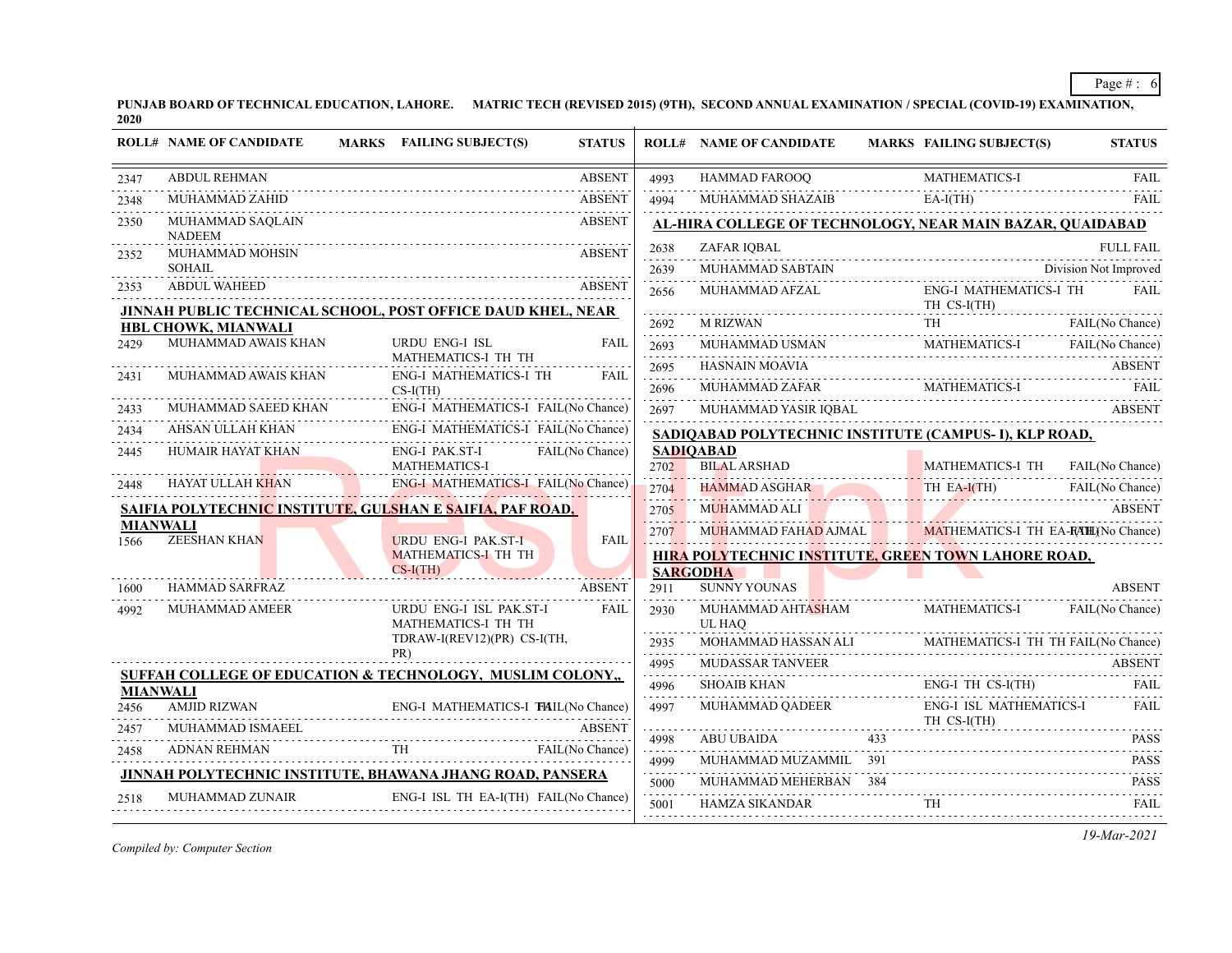**PUNJAB BOARD OF TECHNICAL EDUCATION, LAHORE. MATRIC TECH (REVISED 2015) (9TH), SECOND ANNUAL EXAMINATION / SPECIAL (COVID-19) EXAMINATION, 2020**

| ROLL# | NAME OF CANDIDATE | MARKS | FAILING SUBJECT(S) | STATUS |
|---|---|---|---|---|
| 2347 | ABDUL REHMAN | | | ABSENT |
| 2348 | MUHAMMAD ZAHID | | | ABSENT |
| 2350 | MUHAMMAD SAQLAIN NADEEM | | | ABSENT |
| 2352 | MUHAMMAD MOHSIN SOHAIL | | | ABSENT |
| 2353 | ABDUL WAHEED | | | ABSENT |

**JINNAH PUBLIC TECHNICAL SCHOOL, POST OFFICE DAUD KHEL, NEAR HBL CHOWK, MIANWALI**

| ROLL# | NAME OF CANDIDATE | MARKS | FAILING SUBJECT(S) | STATUS |
|---|---|---|---|---|
| 2429 | MUHAMMAD AWAIS KHAN | | URDU ENG-I ISL MATHEMATICS-I TH TH | FAIL |
| 2431 | MUHAMMAD AWAIS KHAN | | ENG-I MATHEMATICS-I TH CS-I(TH) | FAIL |
| 2433 | MUHAMMAD SAEED KHAN | | ENG-I MATHEMATICS-I | FAIL(No Chance) |
| 2434 | AHSAN ULLAH KHAN | | ENG-I MATHEMATICS-I | FAIL(No Chance) |
| 2445 | HUMAIR HAYAT KHAN | | ENG-I PAK.ST-I MATHEMATICS-I | FAIL(No Chance) |
| 2448 | HAYAT ULLAH KHAN | | ENG-I MATHEMATICS-I | FAIL(No Chance) |

**SAIFIA POLYTECHNIC INSTITUTE, GULSHAN E SAIFIA, PAF ROAD, MIANWALI**

| ROLL# | NAME OF CANDIDATE | MARKS | FAILING SUBJECT(S) | STATUS |
|---|---|---|---|---|
| 1566 | ZEESHAN KHAN | | URDU ENG-I PAK.ST-I MATHEMATICS-I TH TH CS-I(TH) | FAIL |
| 1600 | HAMMAD SARFRAZ | | | ABSENT |
| 4992 | MUHAMMAD AMEER | | URDU ENG-I ISL PAK.ST-I MATHEMATICS-I TH TH TDRAW-I(REV12)(PR) CS-I(TH, PR) | FAIL |

**SUFFAH COLLEGE OF EDUCATION & TECHNOLOGY, MUSLIM COLONY,, MIANWALI**

| ROLL# | NAME OF CANDIDATE | MARKS | FAILING SUBJECT(S) | STATUS |
|---|---|---|---|---|
| 2456 | AMJID RIZWAN | | ENG-I MATHEMATICS-I TH | FAIL(No Chance) |
| 2457 | MUHAMMAD ISMAEEL | | | ABSENT |
| 2458 | ADNAN REHMAN | | TH | FAIL(No Chance) |

**JINNAH POLYTECHNIC INSTITUTE, BHAWANA JHANG ROAD, PANSERA**

| ROLL# | NAME OF CANDIDATE | MARKS | FAILING SUBJECT(S) | STATUS |
|---|---|---|---|---|
| 2518 | MUHAMMAD ZUNAIR | | ENG-I ISL TH EA-I(TH) | FAIL(No Chance) |
| 4993 | HAMMAD FAROOQ | | MATHEMATICS-I | FAIL |
| 4994 | MUHAMMAD SHAZAIB | | EA-I(TH) | FAIL |

**AL-HIRA COLLEGE OF TECHNOLOGY, NEAR MAIN BAZAR, QUAIDABAD**

| ROLL# | NAME OF CANDIDATE | MARKS | FAILING SUBJECT(S) | STATUS |
|---|---|---|---|---|
| 2638 | ZAFAR IQBAL | | | FULL FAIL |
| 2639 | MUHAMMAD SABTAIN | | | Division Not Improved |
| 2656 | MUHAMMAD AFZAL | | ENG-I MATHEMATICS-I TH TH CS-I(TH) | FAIL |
| 2692 | M RIZWAN | | TH | FAIL(No Chance) |
| 2693 | MUHAMMAD USMAN | | MATHEMATICS-I | FAIL(No Chance) |
| 2695 | HASNAIN MOAVIA | | | ABSENT |
| 2696 | MUHAMMAD ZAFAR | | MATHEMATICS-I | FAIL |
| 2697 | MUHAMMAD YASIR IQBAL | | | ABSENT |

**SADIQABAD POLYTECHNIC INSTITUTE (CAMPUS- I), KLP ROAD, SADIQABAD**

| ROLL# | NAME OF CANDIDATE | MARKS | FAILING SUBJECT(S) | STATUS |
|---|---|---|---|---|
| 2702 | BILAL ARSHAD | | MATHEMATICS-I TH | FAIL(No Chance) |
| 2704 | HAMMAD ASGHAR | | TH EA-I(TH) | FAIL(No Chance) |
| 2705 | MUHAMMAD ALI | | | ABSENT |
| 2707 | MUHAMMAD FAHAD AJMAL | | MATHEMATICS-I TH EA-I(TH) | FAIL(No Chance) |

**HIRA POLYTECHNIC INSTITUTE, GREEN TOWN LAHORE ROAD, SARGODHA**

| ROLL# | NAME OF CANDIDATE | MARKS | FAILING SUBJECT(S) | STATUS |
|---|---|---|---|---|
| 2911 | SUNNY YOUNAS | | | ABSENT |
| 2930 | MUHAMMAD AHTASHAM UL HAQ | | MATHEMATICS-I | FAIL(No Chance) |
| 2935 | MOHAMMAD HASSAN ALI | | MATHEMATICS-I TH TH | FAIL(No Chance) |
| 4995 | MUDASSAR TANVEER | | | ABSENT |
| 4996 | SHOAIB KHAN | | ENG-I TH CS-I(TH) | FAIL |
| 4997 | MUHAMMAD QADEER | | ENG-I ISL MATHEMATICS-I TH CS-I(TH) | FAIL |
| 4998 | ABU UBAIDA | 433 | | PASS |
| 4999 | MUHAMMAD MUZAMMIL | 391 | | PASS |
| 5000 | MUHAMMAD MEHERBAN | 384 | | PASS |
| 5001 | HAMZA SIKANDAR | | TH | FAIL |

*Compiled by: Computer Section*

*19-Mar-2021*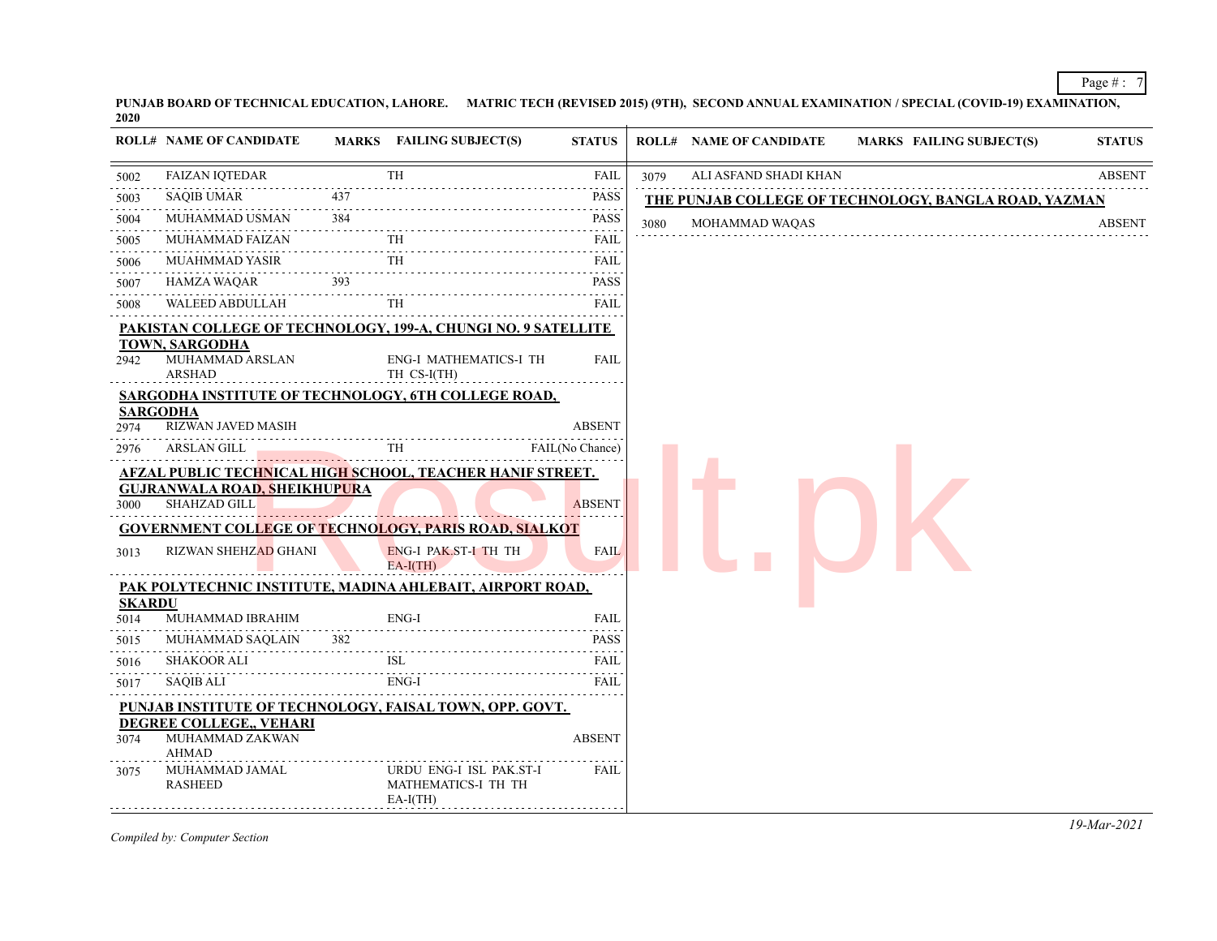**PUNJAB BOARD OF TECHNICAL EDUCATION, LAHORE. MATRIC TECH (REVISED 2015) (9TH), SECOND ANNUAL EXAMINATION / SPECIAL (COVID-19) EXAMINATION, 2020**

| ROLL# | NAME OF CANDIDATE | MARKS | FAILING SUBJECT(S) | STATUS |
|---|---|---|---|---|
| 5002 | FAIZAN IQTEDAR | | TH | FAIL |
| 5003 | SAQIB UMAR | 437 | | PASS |
| 5004 | MUHAMMAD USMAN | 384 | | PASS |
| 5005 | MUHAMMAD FAIZAN | | TH | FAIL |
| 5006 | MUAHMMAD YASIR | | TH | FAIL |
| 5007 | HAMZA WAQAR | 393 | | PASS |
| 5008 | WALEED ABDULLAH | | TH | FAIL |

**PAKISTAN COLLEGE OF TECHNOLOGY, 199-A, CHUNGI NO. 9 SATELLITE TOWN, SARGODHA**

| ROLL# | NAME OF CANDIDATE | MARKS | FAILING SUBJECT(S) | STATUS |
|---|---|---|---|---|
| 2942 | MUHAMMAD ARSLAN ARSHAD | | ENG-I MATHEMATICS-I TH TH CS-I(TH) | FAIL |

**SARGODHA INSTITUTE OF TECHNOLOGY, 6TH COLLEGE ROAD, SARGODHA**

| ROLL# | NAME OF CANDIDATE | MARKS | FAILING SUBJECT(S) | STATUS |
|---|---|---|---|---|
| 2974 | RIZWAN JAVED MASIH | | | ABSENT |
| 2976 | ARSLAN GILL | | TH | FAIL(No Chance) |

**AFZAL PUBLIC TECHNICAL HIGH SCHOOL, TEACHER HANIF STREET. GUJRANWALA ROAD, SHEIKHUPURA**

| ROLL# | NAME OF CANDIDATE | MARKS | FAILING SUBJECT(S) | STATUS |
|---|---|---|---|---|
| 3000 | SHAHZAD GILL | | | ABSENT |

**GOVERNMENT COLLEGE OF TECHNOLOGY, PARIS ROAD, SIALKOT**

| ROLL# | NAME OF CANDIDATE | MARKS | FAILING SUBJECT(S) | STATUS |
|---|---|---|---|---|
| 3013 | RIZWAN SHEHZAD GHANI | | ENG-I PAK.ST-I TH TH EA-I(TH) | FAIL |

**PAK POLYTECHNIC INSTITUTE, MADINA AHLEBAIT, AIRPORT ROAD, SKARDU**

| ROLL# | NAME OF CANDIDATE | MARKS | FAILING SUBJECT(S) | STATUS |
|---|---|---|---|---|
| 5014 | MUHAMMAD IBRAHIM | | ENG-I | FAIL |
| 5015 | MUHAMMAD SAQLAIN | 382 | | PASS |
| 5016 | SHAKOOR ALI | | ISL | FAIL |
| 5017 | SAQIB ALI | | ENG-I | FAIL |

**PUNJAB INSTITUTE OF TECHNOLOGY, FAISAL TOWN, OPP. GOVT. DEGREE COLLEGE,, VEHARI**

| ROLL# | NAME OF CANDIDATE | MARKS | FAILING SUBJECT(S) | STATUS |
|---|---|---|---|---|
| 3074 | MUHAMMAD ZAKWAN AHMAD | | | ABSENT |
| 3075 | MUHAMMAD JAMAL RASHEED | | URDU ENG-I ISL PAK.ST-I MATHEMATICS-I TH TH EA-I(TH) | FAIL |
| 3079 | ALI ASFAND SHADI KHAN | | | ABSENT |

**THE PUNJAB COLLEGE OF TECHNOLOGY, BANGLA ROAD, YAZMAN**

| ROLL# | NAME OF CANDIDATE | MARKS | FAILING SUBJECT(S) | STATUS |
|---|---|---|---|---|
| 3080 | MOHAMMAD WAQAS | | | ABSENT |

*Compiled by: Computer Section*

*19-Mar-2021*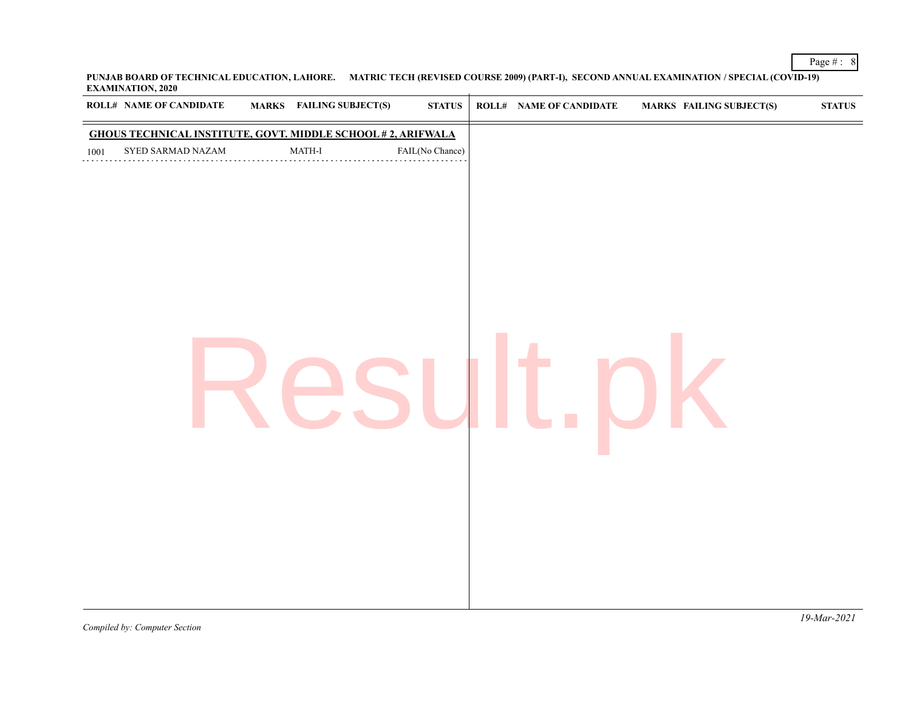**PUNJAB BOARD OF TECHNICAL EDUCATION, LAHORE. MATRIC TECH (REVISED COURSE 2009) (PART-I), SECOND ANNUAL EXAMINATION / SPECIAL (COVID-19) EXAMINATION, 2020**

| ROLL# | NAME OF CANDIDATE | MARKS | FAILING SUBJECT(S) | STATUS |
|---|---|---|---|---|
| **GHOUS TECHNICAL INSTITUTE, GOVT. MIDDLE SCHOOL # 2, ARIFWALA** | | | | |
| 1001 | SYED SARMAD NAZAM | | MATH-I | FAIL(No Chance) |

*Compiled by: Computer Section*

*19-Mar-2021*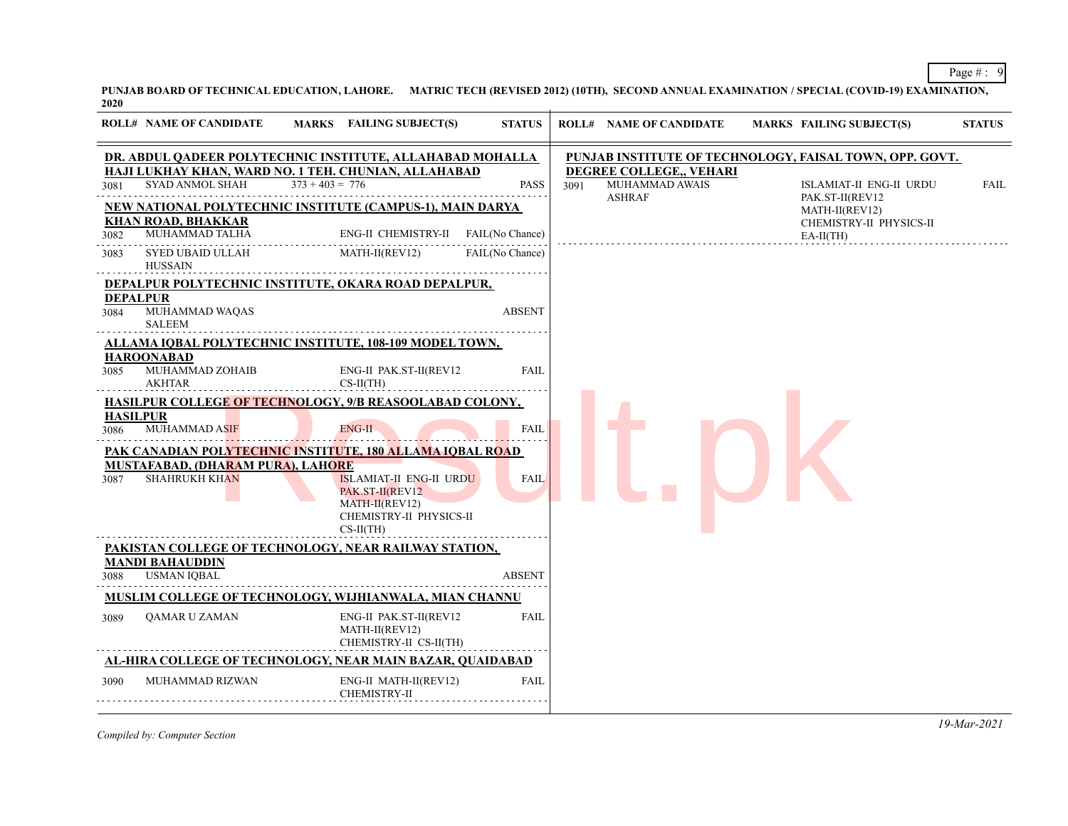**PUNJAB BOARD OF TECHNICAL EDUCATION, LAHORE. MATRIC TECH (REVISED 2012) (10TH), SECOND ANNUAL EXAMINATION / SPECIAL (COVID-19) EXAMINATION, 2020**

| ROLL# | NAME OF CANDIDATE | MARKS | FAILING SUBJECT(S) | STATUS |
|---|---|---|---|---|
| **DR. ABDUL QADEER POLYTECHNIC INSTITUTE, ALLAHABAD MOHALLA HAJI LUKHAY KHAN, WARD NO. 1 TEH. CHUNIAN, ALLAHABAD** | | | | |
| 3081 | SYAD ANMOL SHAH | 373 + 403 = 776 | | PASS |
| **NEW NATIONAL POLYTECHNIC INSTITUTE (CAMPUS-1), MAIN DARYA KHAN ROAD, BHAKKAR** | | | | |
| 3082 | MUHAMMAD TALHA | | ENG-II CHEMISTRY-II | FAIL(No Chance) |
| 3083 | SYED UBAID ULLAH HUSSAIN | | MATH-II(REV12) | FAIL(No Chance) |
| **DEPALPUR POLYTECHNIC INSTITUTE, OKARA ROAD DEPALPUR, DEPALPUR** | | | | |
| 3084 | MUHAMMAD WAQAS SALEEM | | | ABSENT |
| **ALLAMA IQBAL POLYTECHNIC INSTITUTE, 108-109 MODEL TOWN, HAROONABAD** | | | | |
| 3085 | MUHAMMAD ZOHAIB AKHTAR | | ENG-II PAK.ST-II(REV12 CS-II(TH) | FAIL |
| **HASILPUR COLLEGE OF TECHNOLOGY, 9/B REASOOLABAD COLONY, HASILPUR** | | | | |
| 3086 | MUHAMMAD ASIF | | ENG-II | FAIL |
| **PAK CANADIAN POLYTECHNIC INSTITUTE, 180 ALLAMA IQBAL ROAD MUSTAFABAD, (DHARAM PURA), LAHORE** | | | | |
| 3087 | SHAHRUKH KHAN | | ISLAMIAT-II ENG-II URDU PAK.ST-II(REV12 MATH-II(REV12) CHEMISTRY-II PHYSICS-II CS-II(TH) | FAIL |
| **PAKISTAN COLLEGE OF TECHNOLOGY, NEAR RAILWAY STATION, MANDI BAHAUDDIN** | | | | |
| 3088 | USMAN IQBAL | | | ABSENT |
| **MUSLIM COLLEGE OF TECHNOLOGY, WIJHIANWALA, MIAN CHANNU** | | | | |
| 3089 | QAMAR U ZAMAN | | ENG-II PAK.ST-II(REV12 MATH-II(REV12) CHEMISTRY-II CS-II(TH) | FAIL |
| **AL-HIRA COLLEGE OF TECHNOLOGY, NEAR MAIN BAZAR, QUAIDABAD** | | | | |
| 3090 | MUHAMMAD RIZWAN | | ENG-II MATH-II(REV12) CHEMISTRY-II | FAIL |
| **PUNJAB INSTITUTE OF TECHNOLOGY, FAISAL TOWN, OPP. GOVT. DEGREE COLLEGE,, VEHARI** | | | | |
| 3091 | MUHAMMAD AWAIS ASHRAF | | ISLAMIAT-II ENG-II URDU PAK.ST-II(REV12 MATH-II(REV12) CHEMISTRY-II PHYSICS-II EA-II(TH) | FAIL |

*Compiled by: Computer Section*

*19-Mar-2021*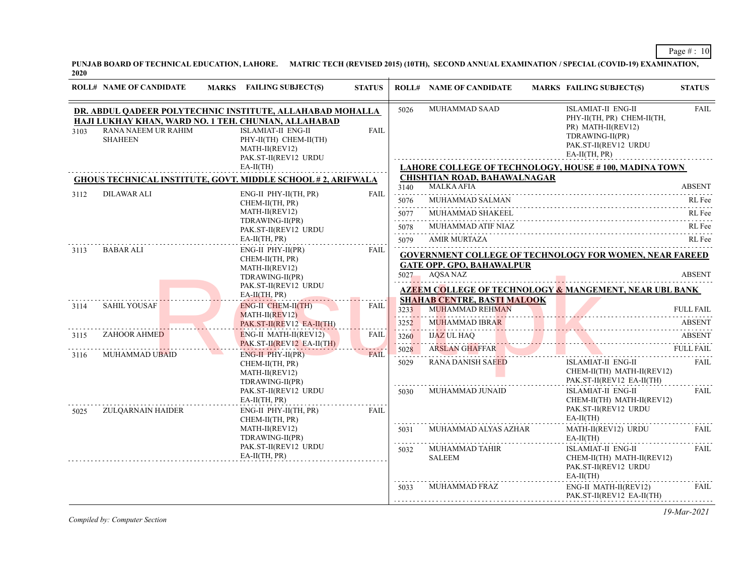**PUNJAB BOARD OF TECHNICAL EDUCATION, LAHORE. MATRIC TECH (REVISED 2015) (10TH), SECOND ANNUAL EXAMINATION / SPECIAL (COVID-19) EXAMINATION, 2020**

### DR. ABDUL QADEER POLYTECHNIC INSTITUTE, ALLAHABAD MOHALLA HAJI LUKHAY KHAN, WARD NO. 1 TEH. CHUNIAN, ALLAHABAD

| ROLL# | NAME OF CANDIDATE | MARKS | FAILING SUBJECT(S) | STATUS |
|---|---|---|---|---|
| 3103 | RANA NAEEM UR RAHIM SHAHEEN | | ISLAMIAT-II ENG-II PHY-II(TH) CHEM-II(TH) MATH-II(REV12) PAK.ST-II(REV12 URDU EA-II(TH) | FAIL |

### GHOUS TECHNICAL INSTITUTE, GOVT. MIDDLE SCHOOL # 2, ARIFWALA

| ROLL# | NAME OF CANDIDATE | MARKS | FAILING SUBJECT(S) | STATUS |
|---|---|---|---|---|
| 3112 | DILAWAR ALI | | ENG-II PHY-II(TH, PR) CHEM-II(TH, PR) MATH-II(REV12) TDRAWING-II(PR) PAK.ST-II(REV12 URDU EA-II(TH, PR) | FAIL |
| 3113 | BABAR ALI | | ENG-II PHY-II(PR) CHEM-II(TH, PR) MATH-II(REV12) TDRAWING-II(PR) PAK.ST-II(REV12 URDU EA-II(TH, PR) | FAIL |
| 3114 | SAHIL YOUSAF | | ENG-II CHEM-II(TH) MATH-II(REV12) PAK.ST-II(REV12 EA-II(TH) | FAIL |
| 3115 | ZAHOOR AHMED | | ENG-II MATH-II(REV12) PAK.ST-II(REV12 EA-II(TH) | FAIL |
| 3116 | MUHAMMAD UBAID | | ENG-II PHY-II(PR) CHEM-II(TH, PR) MATH-II(REV12) TDRAWING-II(PR) PAK.ST-II(REV12 URDU EA-II(TH, PR) | FAIL |
| 5025 | ZULQARNAIN HAIDER | | ENG-II PHY-II(TH, PR) CHEM-II(TH, PR) MATH-II(REV12) TDRAWING-II(PR) PAK.ST-II(REV12 URDU EA-II(TH, PR) | FAIL |
| 5026 | MUHAMMAD SAAD | | ISLAMIAT-II ENG-II PHY-II(TH, PR) CHEM-II(TH, PR) MATH-II(REV12) TDRAWING-II(PR) PAK.ST-II(REV12 URDU EA-II(TH, PR) | FAIL |

### LAHORE COLLEGE OF TECHNOLOGY, HOUSE # 100, MADINA TOWN CHISHTIAN ROAD, BAHAWALNAGAR

| ROLL# | NAME OF CANDIDATE | MARKS | FAILING SUBJECT(S) | STATUS |
|---|---|---|---|---|
| 3140 | MALKA AFIA | | | ABSENT |
| 5076 | MUHAMMAD SALMAN | | | RL Fee |
| 5077 | MUHAMMAD SHAKEEL | | | RL Fee |
| 5078 | MUHAMMAD ATIF NIAZ | | | RL Fee |
| 5079 | AMIR MURTAZA | | | RL Fee |

### GOVERNMENT COLLEGE OF TECHNOLOGY FOR WOMEN, NEAR FAREED GATE OPP. GPO, BAHAWALPUR

| ROLL# | NAME OF CANDIDATE | MARKS | FAILING SUBJECT(S) | STATUS |
|---|---|---|---|---|
| 5027 | AQSA NAZ | | | ABSENT |

### AZEEM COLLEGE OF TECHNOLOGY & MANGEMENT, NEAR UBL BANK SHAHAB CENTRE, BASTI MALOOK

| ROLL# | NAME OF CANDIDATE | MARKS | FAILING SUBJECT(S) | STATUS |
|---|---|---|---|---|
| 3233 | MUHAMMAD REHMAN | | | FULL FAIL |
| 3252 | MUHAMMAD IBRAR | | | ABSENT |
| 3260 | IJAZ UL HAQ | | | ABSENT |
| 5028 | ARSLAN GHAFFAR | | | FULL FAIL |
| 5029 | RANA DANISH SAEED | | ISLAMIAT-II ENG-II CHEM-II(TH) MATH-II(REV12) PAK.ST-II(REV12 EA-II(TH) | FAIL |
| 5030 | MUHAMMAD JUNAID | | ISLAMIAT-II ENG-II CHEM-II(TH) MATH-II(REV12) PAK.ST-II(REV12 URDU EA-II(TH) | FAIL |
| 5031 | MUHAMMAD ALYAS AZHAR | | MATH-II(REV12) URDU EA-II(TH) | FAIL |
| 5032 | MUHAMMAD TAHIR SALEEM | | ISLAMIAT-II ENG-II CHEM-II(TH) MATH-II(REV12) PAK.ST-II(REV12 URDU EA-II(TH) | FAIL |
| 5033 | MUHAMMAD FRAZ | | ENG-II MATH-II(REV12) PAK.ST-II(REV12 EA-II(TH) | FAIL |

*Compiled by: Computer Section*

*19-Mar-2021*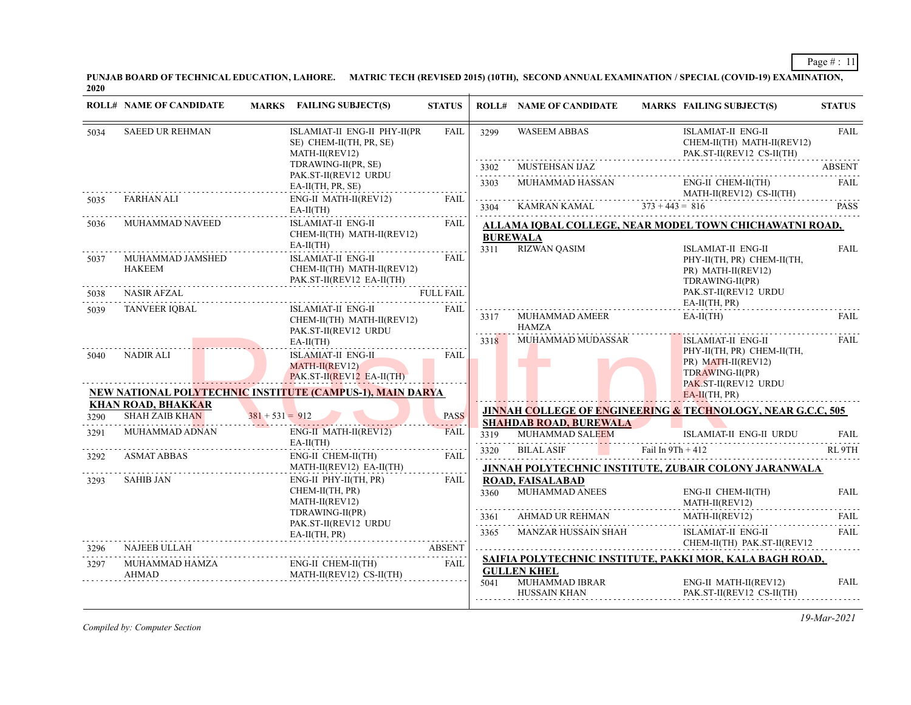**PUNJAB BOARD OF TECHNICAL EDUCATION, LAHORE. MATRIC TECH (REVISED 2015) (10TH), SECOND ANNUAL EXAMINATION / SPECIAL (COVID-19) EXAMINATION, 2020**

| ROLL# | NAME OF CANDIDATE | MARKS | FAILING SUBJECT(S) | STATUS |
|---|---|---|---|---|
| 5034 | SAEED UR REHMAN | | ISLAMIAT-II ENG-II PHY-II(PR SE) CHEM-II(TH, PR, SE) MATH-II(REV12) TDRAWING-II(PR, SE) PAK.ST-II(REV12 URDU EA-II(TH, PR, SE) | FAIL |
| 5035 | FARHAN ALI | | ENG-II MATH-II(REV12) EA-II(TH) | FAIL |
| 5036 | MUHAMMAD NAVEED | | ISLAMIAT-II ENG-II CHEM-II(TH) MATH-II(REV12) EA-II(TH) | FAIL |
| 5037 | MUHAMMAD JAMSHED HAKEEM | | ISLAMIAT-II ENG-II CHEM-II(TH) MATH-II(REV12) PAK.ST-II(REV12 EA-II(TH) | FAIL |
| 5038 | NASIR AFZAL | | | FULL FAIL |
| 5039 | TANVEER IQBAL | | ISLAMIAT-II ENG-II CHEM-II(TH) MATH-II(REV12) PAK.ST-II(REV12 URDU EA-II(TH) | FAIL |
| 5040 | NADIR ALI | | ISLAMIAT-II ENG-II MATH-II(REV12) PAK.ST-II(REV12 EA-II(TH) | FAIL |

**NEW NATIONAL POLYTECHNIC INSTITUTE (CAMPUS-1), MAIN DARYA KHAN ROAD, BHAKKAR**

| ROLL# | NAME OF CANDIDATE | MARKS | FAILING SUBJECT(S) | STATUS |
|---|---|---|---|---|
| 3290 | SHAH ZAIB KHAN | 381 + 531 = 912 | | PASS |
| 3291 | MUHAMMAD ADNAN | | ENG-II MATH-II(REV12) EA-II(TH) | FAIL |
| 3292 | ASMAT ABBAS | | ENG-II CHEM-II(TH) MATH-II(REV12) EA-II(TH) | FAIL |
| 3293 | SAHIB JAN | | ENG-II PHY-II(TH, PR) CHEM-II(TH, PR) MATH-II(REV12) TDRAWING-II(PR) PAK.ST-II(REV12 URDU EA-II(TH, PR) | FAIL |
| 3296 | NAJEEB ULLAH | | | ABSENT |
| 3297 | MUHAMMAD HAMZA AHMAD | | ENG-II CHEM-II(TH) MATH-II(REV12) CS-II(TH) | FAIL |
| 3299 | WASEEM ABBAS | | ISLAMIAT-II ENG-II CHEM-II(TH) MATH-II(REV12) PAK.ST-II(REV12 CS-II(TH) | FAIL |
| 3302 | MUSTEHSAN IJAZ | | | ABSENT |
| 3303 | MUHAMMAD HASSAN | | ENG-II CHEM-II(TH) MATH-II(REV12) CS-II(TH) | FAIL |
| 3304 | KAMRAN KAMAL | 373 + 443 = 816 | | PASS |

**ALLAMA IQBAL COLLEGE, NEAR MODEL TOWN CHICHAWATNI ROAD, BUREWALA**

| ROLL# | NAME OF CANDIDATE | MARKS | FAILING SUBJECT(S) | STATUS |
|---|---|---|---|---|
| 3311 | RIZWAN QASIM | | ISLAMIAT-II ENG-II PHY-II(TH, PR) CHEM-II(TH, PR) MATH-II(REV12) TDRAWING-II(PR) PAK.ST-II(REV12 URDU EA-II(TH, PR) | FAIL |
| 3317 | MUHAMMAD AMEER HAMZA | | EA-II(TH) | FAIL |
| 3318 | MUHAMMAD MUDASSAR | | ISLAMIAT-II ENG-II PHY-II(TH, PR) CHEM-II(TH, PR) MATH-II(REV12) TDRAWING-II(PR) PAK.ST-II(REV12 URDU EA-II(TH, PR) | FAIL |

**JINNAH COLLEGE OF ENGINEERING & TECHNOLOGY, NEAR G.C.C, 505 SHAHDAB ROAD, BUREWALA**

| ROLL# | NAME OF CANDIDATE | MARKS | FAILING SUBJECT(S) | STATUS |
|---|---|---|---|---|
| 3319 | MUHAMMAD SALEEM | | ISLAMIAT-II ENG-II URDU | FAIL |
| 3320 | BILAL ASIF | Fail In 9Th + 412 | | RL 9TH |

**JINNAH POLYTECHNIC INSTITUTE, ZUBAIR COLONY JARANWALA ROAD, FAISALABAD**

| ROLL# | NAME OF CANDIDATE | MARKS | FAILING SUBJECT(S) | STATUS |
|---|---|---|---|---|
| 3360 | MUHAMMAD ANEES | | ENG-II CHEM-II(TH) MATH-II(REV12) | FAIL |
| 3361 | AHMAD UR REHMAN | | MATH-II(REV12) | FAIL |
| 3365 | MANZAR HUSSAIN SHAH | | ISLAMIAT-II ENG-II CHEM-II(TH) PAK.ST-II(REV12 | FAIL |

**SAIFIA POLYTECHNIC INSTITUTE, PAKKI MOR, KALA BAGH ROAD, GULLEN KHEL**

| ROLL# | NAME OF CANDIDATE | MARKS | FAILING SUBJECT(S) | STATUS |
|---|---|---|---|---|
| 5041 | MUHAMMAD IBRAR HUSSAIN KHAN | | ENG-II MATH-II(REV12) PAK.ST-II(REV12 CS-II(TH) | FAIL |

*Compiled by: Computer Section*

*19-Mar-2021*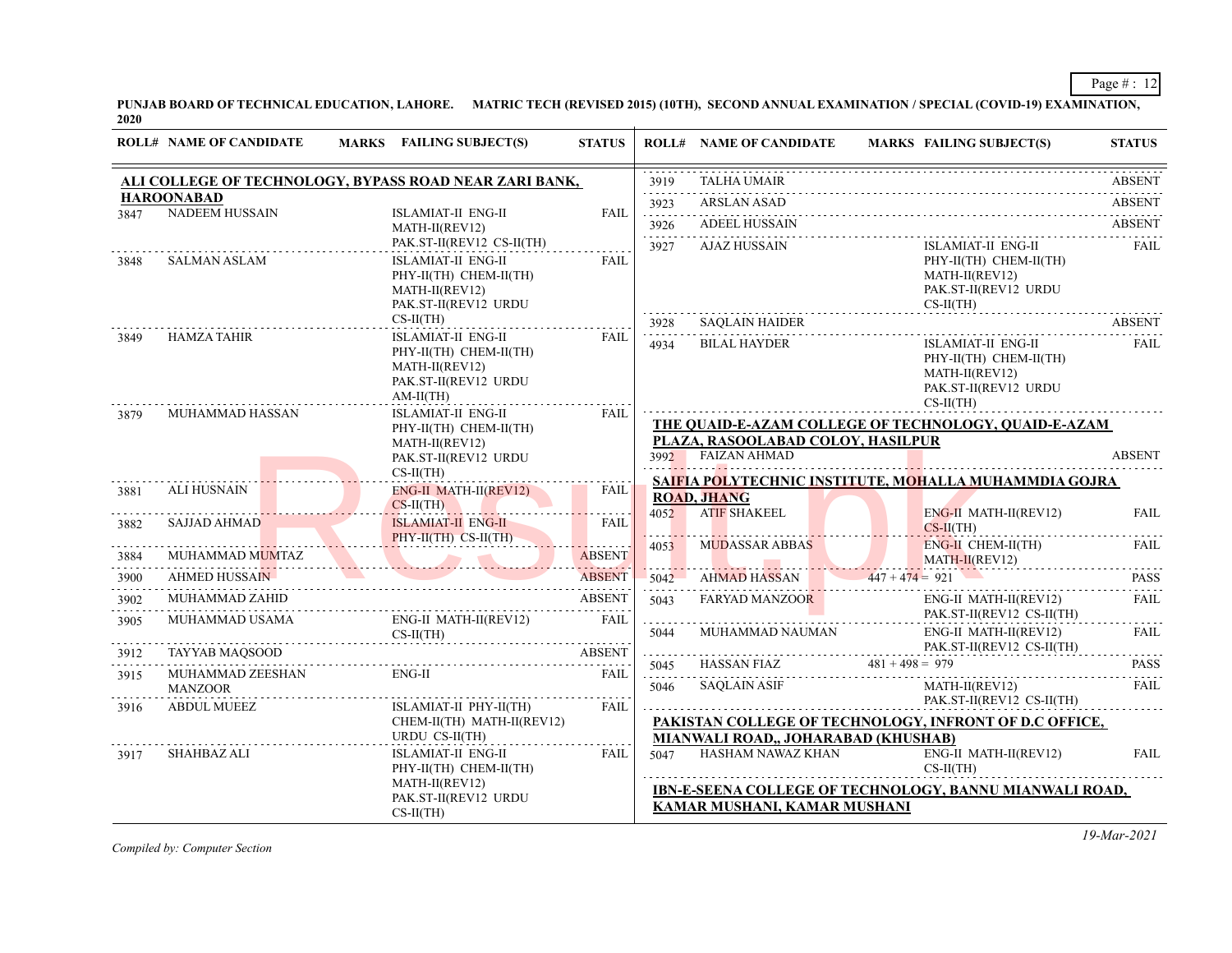**PUNJAB BOARD OF TECHNICAL EDUCATION, LAHORE. MATRIC TECH (REVISED 2015) (10TH), SECOND ANNUAL EXAMINATION / SPECIAL (COVID-19) EXAMINATION, 2020**

**ALI COLLEGE OF TECHNOLOGY, BYPASS ROAD NEAR ZARI BANK, HAROONABAD**

| ROLL# | NAME OF CANDIDATE | MARKS | FAILING SUBJECT(S) | STATUS |
|---|---|---|---|---|
| 3847 | NADEEM HUSSAIN | | ISLAMIAT-II ENG-II MATH-II(REV12) PAK.ST-II(REV12 CS-II(TH) | FAIL |
| 3848 | SALMAN ASLAM | | ISLAMIAT-II ENG-II PHY-II(TH) CHEM-II(TH) MATH-II(REV12) PAK.ST-II(REV12 URDU CS-II(TH) | FAIL |
| 3849 | HAMZA TAHIR | | ISLAMIAT-II ENG-II PHY-II(TH) CHEM-II(TH) MATH-II(REV12) PAK.ST-II(REV12 URDU AM-II(TH) | FAIL |
| 3879 | MUHAMMAD HASSAN | | ISLAMIAT-II ENG-II PHY-II(TH) CHEM-II(TH) MATH-II(REV12) PAK.ST-II(REV12 URDU CS-II(TH) | FAIL |
| 3881 | ALI HUSNAIN | | ENG-II MATH-II(REV12) CS-II(TH) | FAIL |
| 3882 | SAJJAD AHMAD | | ISLAMIAT-II ENG-II PHY-II(TH) CS-II(TH) | FAIL |
| 3884 | MUHAMMAD MUMTAZ | | | ABSENT |
| 3900 | AHMED HUSSAIN | | | ABSENT |
| 3902 | MUHAMMAD ZAHID | | | ABSENT |
| 3905 | MUHAMMAD USAMA | | ENG-II MATH-II(REV12) CS-II(TH) | FAIL |
| 3912 | TAYYAB MAQSOOD | | | ABSENT |
| 3915 | MUHAMMAD ZEESHAN MANZOOR | | ENG-II | FAIL |
| 3916 | ABDUL MUEEZ | | ISLAMIAT-II PHY-II(TH) CHEM-II(TH) MATH-II(REV12) URDU CS-II(TH) | FAIL |
| 3917 | SHAHBAZ ALI | | ISLAMIAT-II ENG-II PHY-II(TH) CHEM-II(TH) MATH-II(REV12) PAK.ST-II(REV12 URDU CS-II(TH) | FAIL |
| 3919 | TALHA UMAIR | | | ABSENT |
| 3923 | ARSLAN ASAD | | | ABSENT |
| 3926 | ADEEL HUSSAIN | | | ABSENT |
| 3927 | AJAZ HUSSAIN | | ISLAMIAT-II ENG-II PHY-II(TH) CHEM-II(TH) MATH-II(REV12) PAK.ST-II(REV12 URDU CS-II(TH) | FAIL |
| 3928 | SAQLAIN HAIDER | | | ABSENT |
| 4934 | BILAL HAYDER | | ISLAMIAT-II ENG-II PHY-II(TH) CHEM-II(TH) MATH-II(REV12) PAK.ST-II(REV12 URDU CS-II(TH) | FAIL |

**THE QUAID-E-AZAM COLLEGE OF TECHNOLOGY, QUAID-E-AZAM PLAZA, RASOOLABAD COLOY, HASILPUR**

| ROLL# | NAME OF CANDIDATE | MARKS | FAILING SUBJECT(S) | STATUS |
|---|---|---|---|---|
| 3992 | FAIZAN AHMAD | | | ABSENT |

**SAIFIA POLYTECHNIC INSTITUTE, MOHALLA MUHAMMDIA GOJRA ROAD, JHANG**

| ROLL# | NAME OF CANDIDATE | MARKS | FAILING SUBJECT(S) | STATUS |
|---|---|---|---|---|
| 4052 | ATIF SHAKEEL | | ENG-II MATH-II(REV12) CS-II(TH) | FAIL |
| 4053 | MUDASSAR ABBAS | | ENG-II CHEM-II(TH) MATH-II(REV12) | FAIL |
| 5042 | AHMAD HASSAN | 447 + 474 = 921 | | PASS |
| 5043 | FARYAD MANZOOR | | ENG-II MATH-II(REV12) PAK.ST-II(REV12 CS-II(TH) | FAIL |
| 5044 | MUHAMMAD NAUMAN | | ENG-II MATH-II(REV12) PAK.ST-II(REV12 CS-II(TH) | FAIL |
| 5045 | HASSAN FIAZ | 481 + 498 = 979 | | PASS |
| 5046 | SAQLAIN ASIF | | MATH-II(REV12) PAK.ST-II(REV12 CS-II(TH) | FAIL |

**PAKISTAN COLLEGE OF TECHNOLOGY, INFRONT OF D.C OFFICE, MIANWALI ROAD,, JOHARABAD (KHUSHAB)**

| ROLL# | NAME OF CANDIDATE | MARKS | FAILING SUBJECT(S) | STATUS |
|---|---|---|---|---|
| 5047 | HASHAM NAWAZ KHAN | | ENG-II MATH-II(REV12) CS-II(TH) | FAIL |

**IBN-E-SEENA COLLEGE OF TECHNOLOGY, BANNU MIANWALI ROAD, KAMAR MUSHANI, KAMAR MUSHANI**

*Compiled by: Computer Section*

*19-Mar-2021*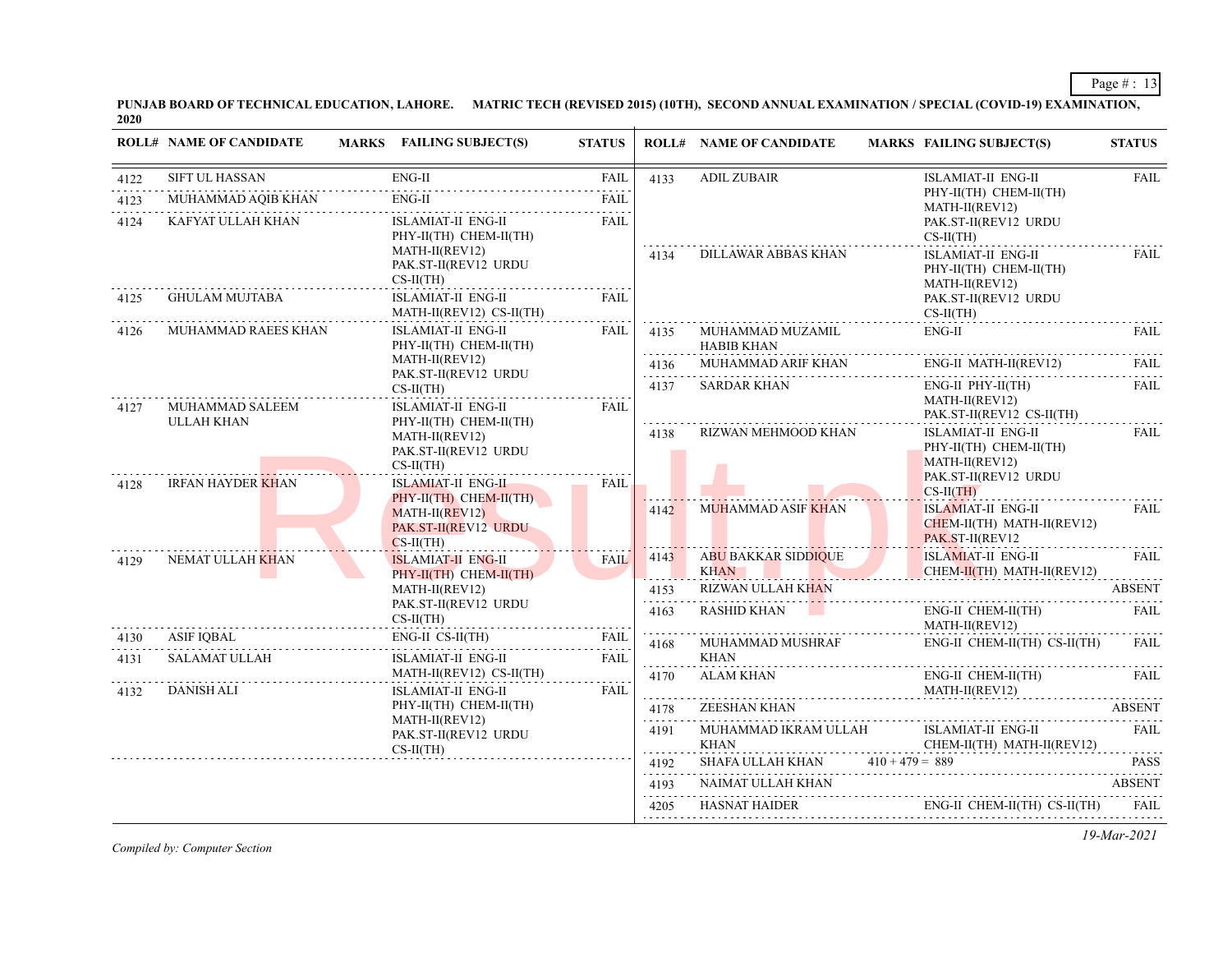**PUNJAB BOARD OF TECHNICAL EDUCATION, LAHORE. MATRIC TECH (REVISED 2015) (10TH), SECOND ANNUAL EXAMINATION / SPECIAL (COVID-19) EXAMINATION, 2020**

| ROLL# | NAME OF CANDIDATE | MARKS | FAILING SUBJECT(S) | STATUS |
|---|---|---|---|---|
| 4122 | SIFT UL HASSAN | | ENG-II | FAIL |
| 4123 | MUHAMMAD AQIB KHAN | | ENG-II | FAIL |
| 4124 | KAFYAT ULLAH KHAN | | ISLAMIAT-II ENG-II PHY-II(TH) CHEM-II(TH) MATH-II(REV12) PAK.ST-II(REV12 URDU CS-II(TH) | FAIL |
| 4125 | GHULAM MUJTABA | | ISLAMIAT-II ENG-II MATH-II(REV12) CS-II(TH) | FAIL |
| 4126 | MUHAMMAD RAEES KHAN | | ISLAMIAT-II ENG-II PHY-II(TH) CHEM-II(TH) MATH-II(REV12) PAK.ST-II(REV12 URDU CS-II(TH) | FAIL |
| 4127 | MUHAMMAD SALEEM ULLAH KHAN | | ISLAMIAT-II ENG-II PHY-II(TH) CHEM-II(TH) MATH-II(REV12) PAK.ST-II(REV12 URDU CS-II(TH) | FAIL |
| 4128 | IRFAN HAYDER KHAN | | ISLAMIAT-II ENG-II PHY-II(TH) CHEM-II(TH) MATH-II(REV12) PAK.ST-II(REV12 URDU CS-II(TH) | FAIL |
| 4129 | NEMAT ULLAH KHAN | | ISLAMIAT-II ENG-II PHY-II(TH) CHEM-II(TH) MATH-II(REV12) PAK.ST-II(REV12 URDU CS-II(TH) | FAIL |
| 4130 | ASIF IQBAL | | ENG-II CS-II(TH) | FAIL |
| 4131 | SALAMAT ULLAH | | ISLAMIAT-II ENG-II MATH-II(REV12) CS-II(TH) | FAIL |
| 4132 | DANISH ALI | | ISLAMIAT-II ENG-II PHY-II(TH) CHEM-II(TH) MATH-II(REV12) PAK.ST-II(REV12 URDU CS-II(TH) | FAIL |
| 4133 | ADIL ZUBAIR | | ISLAMIAT-II ENG-II PHY-II(TH) CHEM-II(TH) MATH-II(REV12) PAK.ST-II(REV12 URDU CS-II(TH) | FAIL |
| 4134 | DILLAWAR ABBAS KHAN | | ISLAMIAT-II ENG-II PHY-II(TH) CHEM-II(TH) MATH-II(REV12) PAK.ST-II(REV12 URDU CS-II(TH) | FAIL |
| 4135 | MUHAMMAD MUZAMIL HABIB KHAN | | ENG-II | FAIL |
| 4136 | MUHAMMAD ARIF KHAN | | ENG-II MATH-II(REV12) | FAIL |
| 4137 | SARDAR KHAN | | ENG-II PHY-II(TH) MATH-II(REV12) PAK.ST-II(REV12 CS-II(TH) | FAIL |
| 4138 | RIZWAN MEHMOOD KHAN | | ISLAMIAT-II ENG-II PHY-II(TH) CHEM-II(TH) MATH-II(REV12) PAK.ST-II(REV12 URDU CS-II(TH) | FAIL |
| 4142 | MUHAMMAD ASIF KHAN | | ISLAMIAT-II ENG-II CHEM-II(TH) MATH-II(REV12) PAK.ST-II(REV12 | FAIL |
| 4143 | ABU BAKKAR SIDDIQUE KHAN | | ISLAMIAT-II ENG-II CHEM-II(TH) MATH-II(REV12) | FAIL |
| 4153 | RIZWAN ULLAH KHAN | | | ABSENT |
| 4163 | RASHID KHAN | | ENG-II CHEM-II(TH) MATH-II(REV12) | FAIL |
| 4168 | MUHAMMAD MUSHRAF KHAN | | ENG-II CHEM-II(TH) CS-II(TH) | FAIL |
| 4170 | ALAM KHAN | | ENG-II CHEM-II(TH) MATH-II(REV12) | FAIL |
| 4178 | ZEESHAN KHAN | | | ABSENT |
| 4191 | MUHAMMAD IKRAM ULLAH KHAN | | ISLAMIAT-II ENG-II CHEM-II(TH) MATH-II(REV12) | FAIL |
| 4192 | SHAFA ULLAH KHAN | 410 + 479 = 889 | | PASS |
| 4193 | NAIMAT ULLAH KHAN | | | ABSENT |
| 4205 | HASNAT HAIDER | | ENG-II CHEM-II(TH) CS-II(TH) | FAIL |

*Compiled by: Computer Section*

*19-Mar-2021*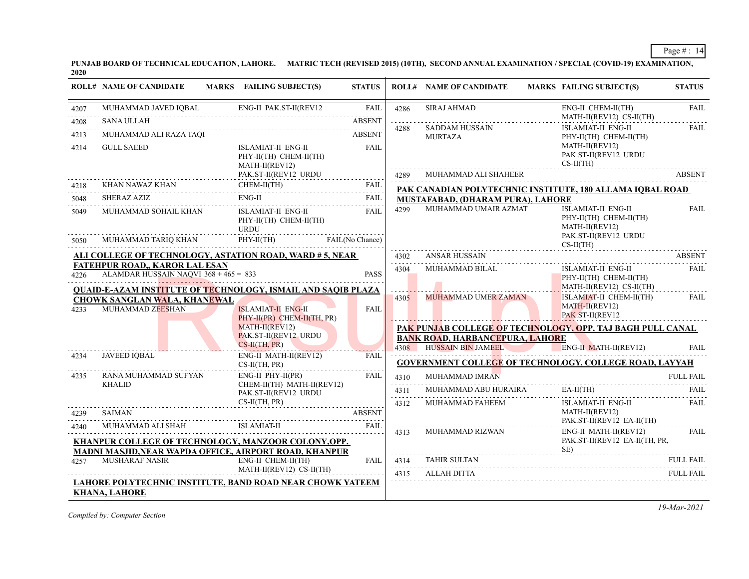PUNJAB BOARD OF TECHNICAL EDUCATION, LAHORE. MATRIC TECH (REVISED 2015) (10TH), SECOND ANNUAL EXAMINATION / SPECIAL (COVID-19) EXAMINATION, 2020

| ROLL# | NAME OF CANDIDATE | MARKS | FAILING SUBJECT(S) | STATUS |
|---|---|---|---|---|
| 4207 | MUHAMMAD JAVED IQBAL | | ENG-II PAK.ST-II(REV12 | FAIL |
| 4208 | SANA ULLAH | | | ABSENT |
| 4213 | MUHAMMAD ALI RAZA TAQI | | | ABSENT |
| 4214 | GULL SAEED | | ISLAMIAT-II ENG-II PHY-II(TH) CHEM-II(TH) MATH-II(REV12) PAK.ST-II(REV12 URDU | FAIL |
| 4218 | KHAN NAWAZ KHAN | | CHEM-II(TH) | FAIL |
| 5048 | SHERAZ AZIZ | | ENG-II | FAIL |
| 5049 | MUHAMMAD SOHAIL KHAN | | ISLAMIAT-II ENG-II PHY-II(TH) CHEM-II(TH) URDU | FAIL |
| 5050 | MUHAMMAD TARIQ KHAN | | PHY-II(TH) | FAIL(No Chance) |

**ALI COLLEGE OF TECHNOLOGY, ASTATION ROAD, WARD # 5, NEAR FATEHPUR ROAD,, KAROR LAL ESAN**

| ROLL# | NAME OF CANDIDATE | MARKS | FAILING SUBJECT(S) | STATUS |
|---|---|---|---|---|
| 4226 | ALAMDAR HUSSAIN NAQVI | 368 + 465 = 833 | | PASS |

**QUAID-E-AZAM INSTITUTE OF TECHNOLOGY, ISMAIL AND SAQIB PLAZA CHOWK SANGLAN WALA, KHANEWAL**

| ROLL# | NAME OF CANDIDATE | MARKS | FAILING SUBJECT(S) | STATUS |
|---|---|---|---|---|
| 4233 | MUHAMMAD ZEESHAN | | ISLAMIAT-II ENG-II PHY-II(PR) CHEM-II(TH, PR) MATH-II(REV12) PAK.ST-II(REV12 URDU CS-II(TH, PR) | FAIL |
| 4234 | JAVEED IQBAL | | ENG-II MATH-II(REV12) CS-II(TH, PR) | FAIL |
| 4235 | RANA MUHAMMAD SUFYAN KHALID | | ENG-II PHY-II(PR) CHEM-II(TH) MATH-II(REV12) PAK.ST-II(REV12 URDU CS-II(TH, PR) | FAIL |
| 4239 | SAIMAN | | | ABSENT |
| 4240 | MUHAMMAD ALI SHAH | | ISLAMIAT-II | FAIL |

**KHANPUR COLLEGE OF TECHNOLOGY, MANZOOR COLONY,OPP. MADNI MASJID,NEAR WAPDA OFFICE, AIRPORT ROAD, KHANPUR**

| ROLL# | NAME OF CANDIDATE | MARKS | FAILING SUBJECT(S) | STATUS |
|---|---|---|---|---|
| 4257 | MUSHARAF NASIR | | ENG-II CHEM-II(TH) MATH-II(REV12) CS-II(TH) | FAIL |

**LAHORE POLYTECHNIC INSTITUTE, BAND ROAD NEAR CHOWK YATEEM KHANA, LAHORE**

| ROLL# | NAME OF CANDIDATE | MARKS | FAILING SUBJECT(S) | STATUS |
|---|---|---|---|---|
| 4286 | SIRAJ AHMAD | | ENG-II CHEM-II(TH) MATH-II(REV12) CS-II(TH) | FAIL |
| 4288 | SADDAM HUSSAIN MURTAZA | | ISLAMIAT-II ENG-II PHY-II(TH) CHEM-II(TH) MATH-II(REV12) PAK.ST-II(REV12 URDU CS-II(TH) | FAIL |
| 4289 | MUHAMMAD ALI SHAHEER | | | ABSENT |

**PAK CANADIAN POLYTECHNIC INSTITUTE, 180 ALLAMA IQBAL ROAD MUSTAFABAD, (DHARAM PURA), LAHORE**

| ROLL# | NAME OF CANDIDATE | MARKS | FAILING SUBJECT(S) | STATUS |
|---|---|---|---|---|
| 4299 | MUHAMMAD UMAIR AZMAT | | ISLAMIAT-II ENG-II PHY-II(TH) CHEM-II(TH) MATH-II(REV12) PAK.ST-II(REV12 URDU CS-II(TH) | FAIL |
| 4302 | ANSAR HUSSAIN | | | ABSENT |
| 4304 | MUHAMMAD BILAL | | ISLAMIAT-II ENG-II PHY-II(TH) CHEM-II(TH) MATH-II(REV12) CS-II(TH) | FAIL |
| 4305 | MUHAMMAD UMER ZAMAN | | ISLAMIAT-II CHEM-II(TH) MATH-II(REV12) PAK.ST-II(REV12 | FAIL |

**PAK PUNJAB COLLEGE OF TECHNOLOGY, OPP. TAJ BAGH PULL CANAL BANK ROAD, HARBANCEPURA, LAHORE**

| ROLL# | NAME OF CANDIDATE | MARKS | FAILING SUBJECT(S) | STATUS |
|---|---|---|---|---|
| 4308 | HUSSAIN BIN JAMEEL | | ENG-II MATH-II(REV12) | FAIL |

**GOVERNMENT COLLEGE OF TECHNOLOGY, COLLEGE ROAD, LAYYAH**

| ROLL# | NAME OF CANDIDATE | MARKS | FAILING SUBJECT(S) | STATUS |
|---|---|---|---|---|
| 4310 | MUHAMMAD IMRAN | | | FULL FAIL |
| 4311 | MUHAMMAD ABU HURAIRA | | EA-II(TH) | FAIL |
| 4312 | MUHAMMAD FAHEEM | | ISLAMIAT-II ENG-II MATH-II(REV12) PAK.ST-II(REV12 EA-II(TH) | FAIL |
| 4313 | MUHAMMAD RIZWAN | | ENG-II MATH-II(REV12) PAK.ST-II(REV12 EA-II(TH, PR, SE) | FAIL |
| 4314 | TAHIR SULTAN | | | FULL FAIL |
| 4315 | ALLAH DITTA | | | FULL FAIL |

*Compiled by: Computer Section*

*19-Mar-2021*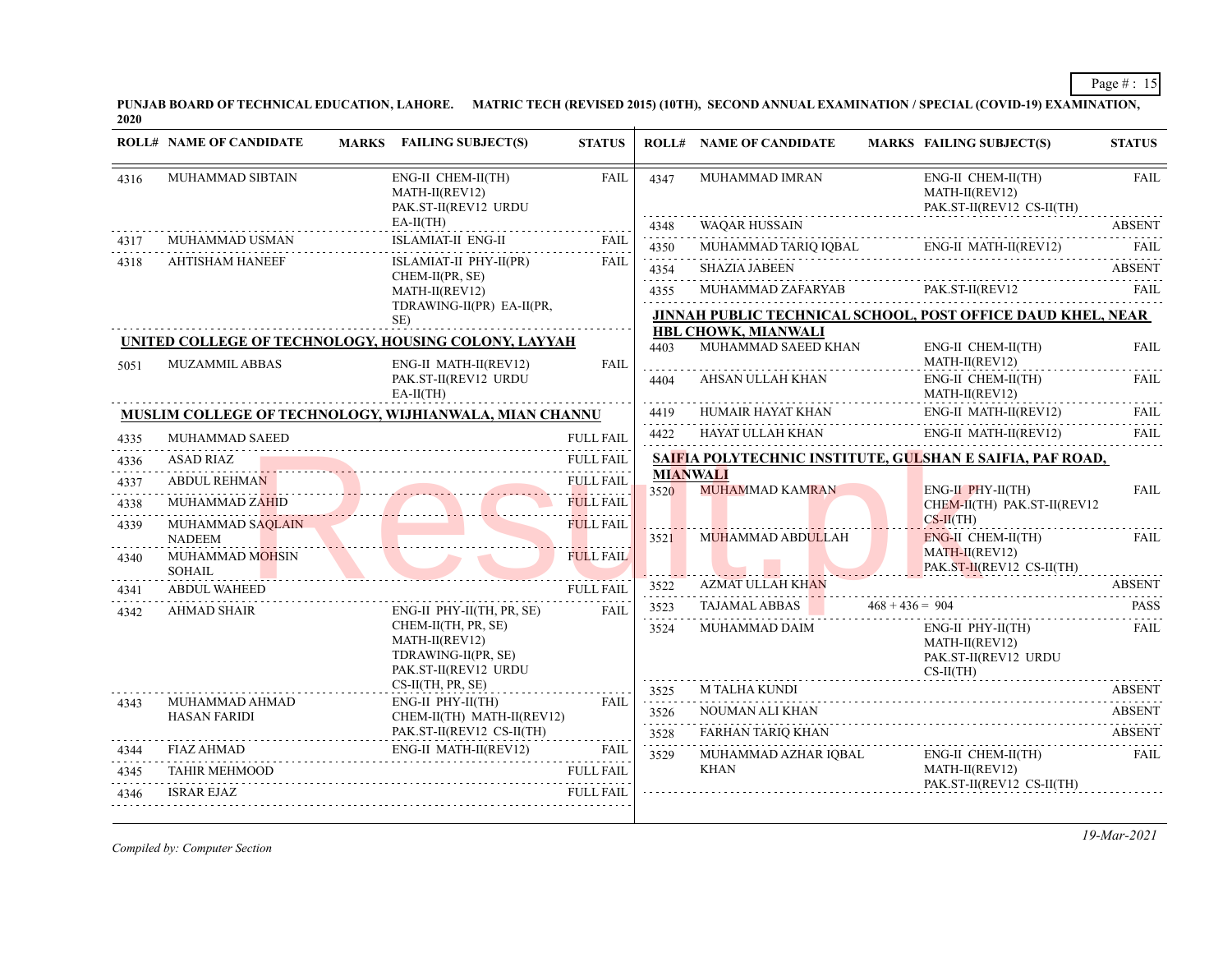**PUNJAB BOARD OF TECHNICAL EDUCATION, LAHORE. MATRIC TECH (REVISED 2015) (10TH), SECOND ANNUAL EXAMINATION / SPECIAL (COVID-19) EXAMINATION, 2020**

| ROLL# | NAME OF CANDIDATE | MARKS | FAILING SUBJECT(S) | STATUS |
|---|---|---|---|---|
| 4316 | MUHAMMAD SIBTAIN | | ENG-II CHEM-II(TH) MATH-II(REV12) PAK.ST-II(REV12 URDU EA-II(TH) | FAIL |
| 4317 | MUHAMMAD USMAN | | ISLAMIAT-II ENG-II | FAIL |
| 4318 | AHTISHAM HANEEF | | ISLAMIAT-II PHY-II(PR) CHEM-II(PR, SE) MATH-II(REV12) TDRAWING-II(PR) EA-II(PR, SE) | FAIL |

**UNITED COLLEGE OF TECHNOLOGY, HOUSING COLONY, LAYYAH**

| ROLL# | NAME OF CANDIDATE | MARKS | FAILING SUBJECT(S) | STATUS |
|---|---|---|---|---|
| 5051 | MUZAMMIL ABBAS | | ENG-II MATH-II(REV12) PAK.ST-II(REV12 URDU EA-II(TH) | FAIL |

**MUSLIM COLLEGE OF TECHNOLOGY, WIJHIANWALA, MIAN CHANNU**

| ROLL# | NAME OF CANDIDATE | MARKS | FAILING SUBJECT(S) | STATUS |
|---|---|---|---|---|
| 4335 | MUHAMMAD SAEED | | | FULL FAIL |
| 4336 | ASAD RIAZ | | | FULL FAIL |
| 4337 | ABDUL REHMAN | | | FULL FAIL |
| 4338 | MUHAMMAD ZAHID | | | FULL FAIL |
| 4339 | MUHAMMAD SAQLAIN NADEEM | | | FULL FAIL |
| 4340 | MUHAMMAD MOHSIN SOHAIL | | | FULL FAIL |
| 4341 | ABDUL WAHEED | | | FULL FAIL |
| 4342 | AHMAD SHAIR | | ENG-II PHY-II(TH, PR, SE) CHEM-II(TH, PR, SE) MATH-II(REV12) TDRAWING-II(PR, SE) PAK.ST-II(REV12 URDU CS-II(TH, PR, SE) | FAIL |
| 4343 | MUHAMMAD AHMAD HASAN FARIDI | | ENG-II PHY-II(TH) CHEM-II(TH) MATH-II(REV12) PAK.ST-II(REV12 CS-II(TH) | FAIL |
| 4344 | FIAZ AHMAD | | ENG-II MATH-II(REV12) | FAIL |
| 4345 | TAHIR MEHMOOD | | | FULL FAIL |
| 4346 | ISRAR EJAZ | | | FULL FAIL |
| 4347 | MUHAMMAD IMRAN | | ENG-II CHEM-II(TH) MATH-II(REV12) PAK.ST-II(REV12 CS-II(TH) | FAIL |
| 4348 | WAQAR HUSSAIN | | | ABSENT |
| 4350 | MUHAMMAD TARIQ IQBAL | | ENG-II MATH-II(REV12) | FAIL |
| 4354 | SHAZIA JABEEN | | | ABSENT |
| 4355 | MUHAMMAD ZAFARYAB | | PAK.ST-II(REV12 | FAIL |

**JINNAH PUBLIC TECHNICAL SCHOOL, POST OFFICE DAUD KHEL, NEAR HBL CHOWK, MIANWALI**

| ROLL# | NAME OF CANDIDATE | MARKS | FAILING SUBJECT(S) | STATUS |
|---|---|---|---|---|
| 4403 | MUHAMMAD SAEED KHAN | | ENG-II CHEM-II(TH) MATH-II(REV12) | FAIL |
| 4404 | AHSAN ULLAH KHAN | | ENG-II CHEM-II(TH) MATH-II(REV12) | FAIL |
| 4419 | HUMAIR HAYAT KHAN | | ENG-II MATH-II(REV12) | FAIL |
| 4422 | HAYAT ULLAH KHAN | | ENG-II MATH-II(REV12) | FAIL |

**SAIFIA POLYTECHNIC INSTITUTE, GULSHAN E SAIFIA, PAF ROAD, MIANWALI**

| ROLL# | NAME OF CANDIDATE | MARKS | FAILING SUBJECT(S) | STATUS |
|---|---|---|---|---|
| 3520 | MUHAMMAD KAMRAN | | ENG-II PHY-II(TH) CHEM-II(TH) PAK.ST-II(REV12 CS-II(TH) | FAIL |
| 3521 | MUHAMMAD ABDULLAH | | ENG-II CHEM-II(TH) MATH-II(REV12) PAK.ST-II(REV12 CS-II(TH) | FAIL |
| 3522 | AZMAT ULLAH KHAN | | | ABSENT |
| 3523 | TAJAMAL ABBAS | 468 + 436 = 904 | | PASS |
| 3524 | MUHAMMAD DAIM | | ENG-II PHY-II(TH) MATH-II(REV12) PAK.ST-II(REV12 URDU CS-II(TH) | FAIL |
| 3525 | M TALHA KUNDI | | | ABSENT |
| 3526 | NOUMAN ALI KHAN | | | ABSENT |
| 3528 | FARHAN TARIQ KHAN | | | ABSENT |
| 3529 | MUHAMMAD AZHAR IQBAL KHAN | | ENG-II CHEM-II(TH) MATH-II(REV12) PAK.ST-II(REV12 CS-II(TH) | FAIL |

*Compiled by: Computer Section*

*19-Mar-2021*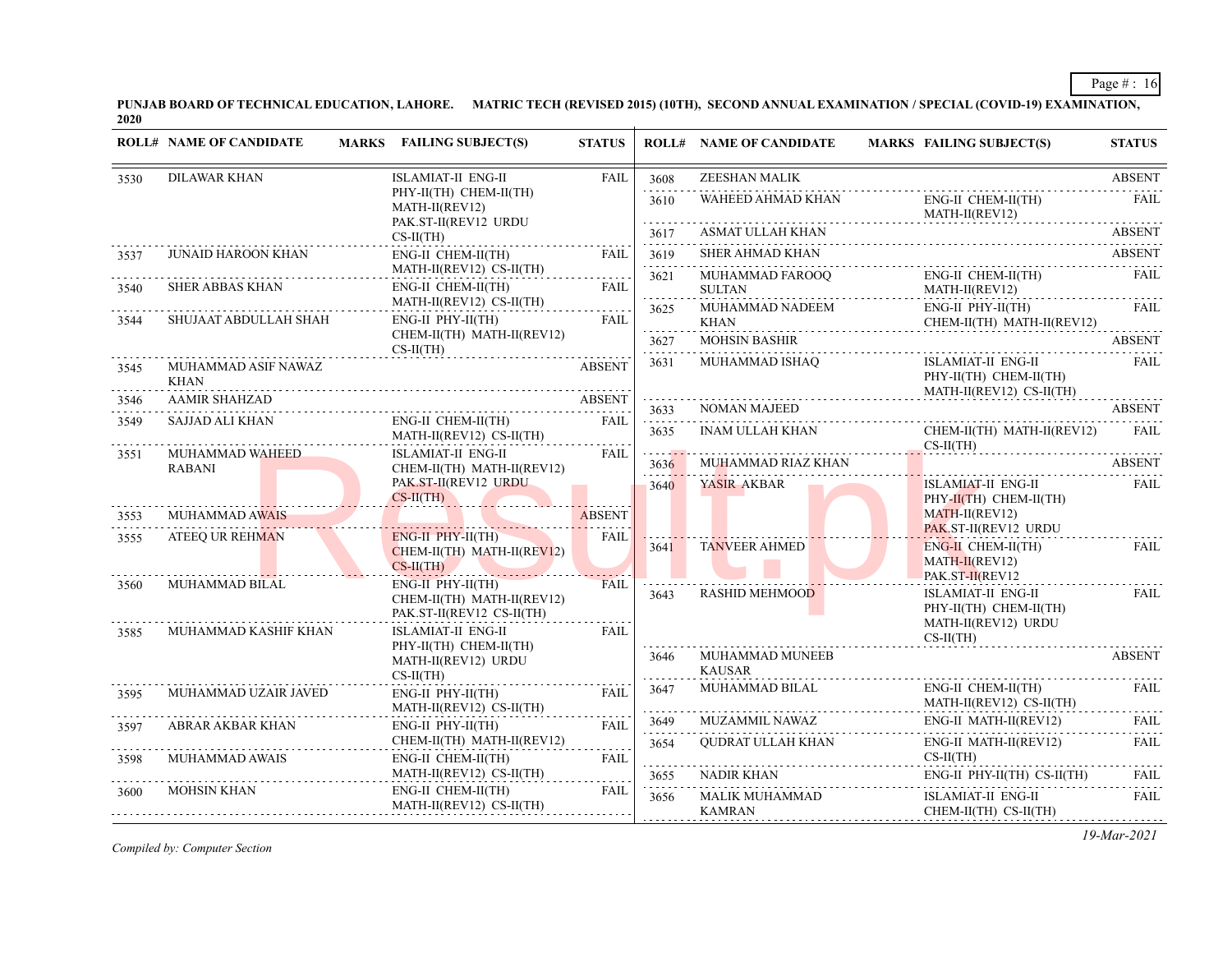**PUNJAB BOARD OF TECHNICAL EDUCATION, LAHORE. MATRIC TECH (REVISED 2015) (10TH), SECOND ANNUAL EXAMINATION / SPECIAL (COVID-19) EXAMINATION, 2020**

| ROLL# | NAME OF CANDIDATE | MARKS | FAILING SUBJECT(S) | STATUS |
|---|---|---|---|---|
| 3530 | DILAWAR KHAN | | ISLAMIAT-II ENG-II PHY-II(TH) CHEM-II(TH) MATH-II(REV12) PAK.ST-II(REV12 URDU CS-II(TH) | FAIL |
| 3537 | JUNAID HAROON KHAN | | ENG-II CHEM-II(TH) MATH-II(REV12) CS-II(TH) | FAIL |
| 3540 | SHER ABBAS KHAN | | ENG-II CHEM-II(TH) MATH-II(REV12) CS-II(TH) | FAIL |
| 3544 | SHUJAAT ABDULLAH SHAH | | ENG-II PHY-II(TH) CHEM-II(TH) MATH-II(REV12) CS-II(TH) | FAIL |
| 3545 | MUHAMMAD ASIF NAWAZ KHAN | | | ABSENT |
| 3546 | AAMIR SHAHZAD | | | ABSENT |
| 3549 | SAJJAD ALI KHAN | | ENG-II CHEM-II(TH) MATH-II(REV12) CS-II(TH) | FAIL |
| 3551 | MUHAMMAD WAHEED RABANI | | ISLAMIAT-II ENG-II CHEM-II(TH) MATH-II(REV12) PAK.ST-II(REV12 URDU CS-II(TH) | FAIL |
| 3553 | MUHAMMAD AWAIS | | | ABSENT |
| 3555 | ATEEQ UR REHMAN | | ENG-II PHY-II(TH) CHEM-II(TH) MATH-II(REV12) CS-II(TH) | FAIL |
| 3560 | MUHAMMAD BILAL | | ENG-II PHY-II(TH) CHEM-II(TH) MATH-II(REV12) PAK.ST-II(REV12 CS-II(TH) | FAIL |
| 3585 | MUHAMMAD KASHIF KHAN | | ISLAMIAT-II ENG-II PHY-II(TH) CHEM-II(TH) MATH-II(REV12) URDU CS-II(TH) | FAIL |
| 3595 | MUHAMMAD UZAIR JAVED | | ENG-II PHY-II(TH) MATH-II(REV12) CS-II(TH) | FAIL |
| 3597 | ABRAR AKBAR KHAN | | ENG-II PHY-II(TH) CHEM-II(TH) MATH-II(REV12) | FAIL |
| 3598 | MUHAMMAD AWAIS | | ENG-II CHEM-II(TH) MATH-II(REV12) CS-II(TH) | FAIL |
| 3600 | MOHSIN KHAN | | ENG-II CHEM-II(TH) MATH-II(REV12) CS-II(TH) | FAIL |
| 3608 | ZEESHAN MALIK | | | ABSENT |
| 3610 | WAHEED AHMAD KHAN | | ENG-II CHEM-II(TH) MATH-II(REV12) | FAIL |
| 3617 | ASMAT ULLAH KHAN | | | ABSENT |
| 3619 | SHER AHMAD KHAN | | | ABSENT |
| 3621 | MUHAMMAD FAROOQ SULTAN | | ENG-II CHEM-II(TH) MATH-II(REV12) | FAIL |
| 3625 | MUHAMMAD NADEEM KHAN | | ENG-II PHY-II(TH) CHEM-II(TH) MATH-II(REV12) | FAIL |
| 3627 | MOHSIN BASHIR | | | ABSENT |
| 3631 | MUHAMMAD ISHAQ | | ISLAMIAT-II ENG-II PHY-II(TH) CHEM-II(TH) MATH-II(REV12) CS-II(TH) | FAIL |
| 3633 | NOMAN MAJEED | | | ABSENT |
| 3635 | INAM ULLAH KHAN | | CHEM-II(TH) MATH-II(REV12) CS-II(TH) | FAIL |
| 3636 | MUHAMMAD RIAZ KHAN | | | ABSENT |
| 3640 | YASIR AKBAR | | ISLAMIAT-II ENG-II PHY-II(TH) CHEM-II(TH) MATH-II(REV12) PAK.ST-II(REV12 URDU | FAIL |
| 3641 | TANVEER AHMED | | ENG-II CHEM-II(TH) MATH-II(REV12) PAK.ST-II(REV12 | FAIL |
| 3643 | RASHID MEHMOOD | | ISLAMIAT-II ENG-II PHY-II(TH) CHEM-II(TH) MATH-II(REV12) URDU CS-II(TH) | FAIL |
| 3646 | MUHAMMAD MUNEEB KAUSAR | | | ABSENT |
| 3647 | MUHAMMAD BILAL | | ENG-II CHEM-II(TH) MATH-II(REV12) CS-II(TH) | FAIL |
| 3649 | MUZAMMIL NAWAZ | | ENG-II MATH-II(REV12) | FAIL |
| 3654 | QUDRAT ULLAH KHAN | | ENG-II MATH-II(REV12) CS-II(TH) | FAIL |
| 3655 | NADIR KHAN | | ENG-II PHY-II(TH) CS-II(TH) | FAIL |
| 3656 | MALIK MUHAMMAD KAMRAN | | ISLAMIAT-II ENG-II CHEM-II(TH) CS-II(TH) | FAIL |

*Compiled by: Computer Section*

*19-Mar-2021*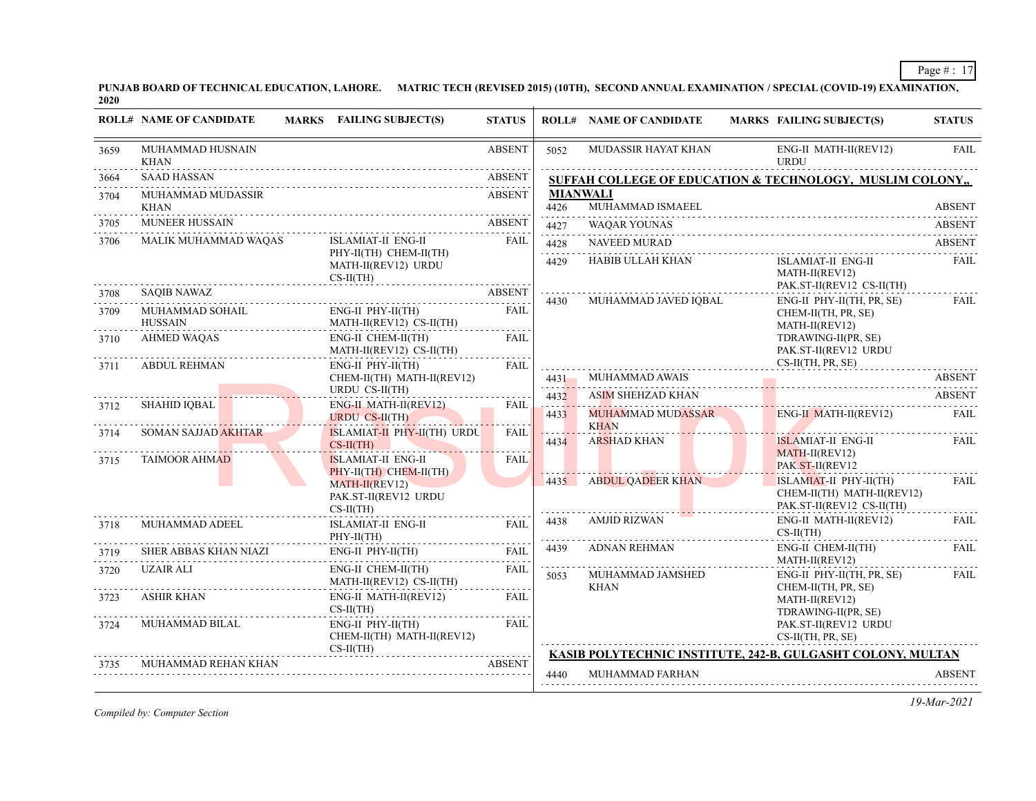**PUNJAB BOARD OF TECHNICAL EDUCATION, LAHORE. MATRIC TECH (REVISED 2015) (10TH), SECOND ANNUAL EXAMINATION / SPECIAL (COVID-19) EXAMINATION, 2020**

| ROLL# | NAME OF CANDIDATE | MARKS | FAILING SUBJECT(S) | STATUS |
|---|---|---|---|---|
| 3659 | MUHAMMAD HUSNAIN KHAN | | | ABSENT |
| 3664 | SAAD HASSAN | | | ABSENT |
| 3704 | MUHAMMAD MUDASSIR KHAN | | | ABSENT |
| 3705 | MUNEER HUSSAIN | | | ABSENT |
| 3706 | MALIK MUHAMMAD WAQAS | | ISLAMIAT-II ENG-II PHY-II(TH) CHEM-II(TH) MATH-II(REV12) URDU CS-II(TH) | FAIL |
| 3708 | SAQIB NAWAZ | | | ABSENT |
| 3709 | MUHAMMAD SOHAIL HUSSAIN | | ENG-II PHY-II(TH) MATH-II(REV12) CS-II(TH) | FAIL |
| 3710 | AHMED WAQAS | | ENG-II CHEM-II(TH) MATH-II(REV12) CS-II(TH) | FAIL |
| 3711 | ABDUL REHMAN | | ENG-II PHY-II(TH) CHEM-II(TH) MATH-II(REV12) URDU CS-II(TH) | FAIL |
| 3712 | SHAHID IQBAL | | ENG-II MATH-II(REV12) URDU CS-II(TH) | FAIL |
| 3714 | SOMAN SAJJAD AKHTAR | | ISLAMIAT-II PHY-II(TH) URDU CS-II(TH) | FAIL |
| 3715 | TAIMOOR AHMAD | | ISLAMIAT-II ENG-II PHY-II(TH) CHEM-II(TH) MATH-II(REV12) PAK.ST-II(REV12 URDU CS-II(TH) | FAIL |
| 3718 | MUHAMMAD ADEEL | | ISLAMIAT-II ENG-II PHY-II(TH) | FAIL |
| 3719 | SHER ABBAS KHAN NIAZI | | ENG-II PHY-II(TH) | FAIL |
| 3720 | UZAIR ALI | | ENG-II CHEM-II(TH) MATH-II(REV12) CS-II(TH) | FAIL |
| 3723 | ASHIR KHAN | | ENG-II MATH-II(REV12) CS-II(TH) | FAIL |
| 3724 | MUHAMMAD BILAL | | ENG-II PHY-II(TH) CHEM-II(TH) MATH-II(REV12) CS-II(TH) | FAIL |
| 3735 | MUHAMMAD REHAN KHAN | | | ABSENT |
| 5052 | MUDASSIR HAYAT KHAN | | ENG-II MATH-II(REV12) URDU | FAIL |

**SUFFAH COLLEGE OF EDUCATION & TECHNOLOGY, MUSLIM COLONY,, MIANWALI**

| ROLL# | NAME OF CANDIDATE | MARKS | FAILING SUBJECT(S) | STATUS |
|---|---|---|---|---|
| 4426 | MUHAMMAD ISMAEEL | | | ABSENT |
| 4427 | WAQAR YOUNAS | | | ABSENT |
| 4428 | NAVEED MURAD | | | ABSENT |
| 4429 | HABIB ULLAH KHAN | | ISLAMIAT-II ENG-II MATH-II(REV12) PAK.ST-II(REV12 CS-II(TH) | FAIL |
| 4430 | MUHAMMAD JAVED IQBAL | | ENG-II PHY-II(TH, PR, SE) CHEM-II(TH, PR, SE) MATH-II(REV12) TDRAWING-II(PR, SE) PAK.ST-II(REV12 URDU CS-II(TH, PR, SE) | FAIL |
| 4431 | MUHAMMAD AWAIS | | | ABSENT |
| 4432 | ASIM SHEHZAD KHAN | | | ABSENT |
| 4433 | MUHAMMAD MUDASSAR KHAN | | ENG-II MATH-II(REV12) | FAIL |
| 4434 | ARSHAD KHAN | | ISLAMIAT-II ENG-II MATH-II(REV12) PAK.ST-II(REV12 | FAIL |
| 4435 | ABDUL QADEER KHAN | | ISLAMIAT-II PHY-II(TH) CHEM-II(TH) MATH-II(REV12) PAK.ST-II(REV12 CS-II(TH) | FAIL |
| 4438 | AMJID RIZWAN | | ENG-II MATH-II(REV12) CS-II(TH) | FAIL |
| 4439 | ADNAN REHMAN | | ENG-II CHEM-II(TH) MATH-II(REV12) | FAIL |
| 5053 | MUHAMMAD JAMSHED KHAN | | ENG-II PHY-II(TH, PR, SE) CHEM-II(TH, PR, SE) MATH-II(REV12) TDRAWING-II(PR, SE) PAK.ST-II(REV12 URDU CS-II(TH, PR, SE) | FAIL |

**KASIB POLYTECHNIC INSTITUTE, 242-B, GULGASHT COLONY, MULTAN**

| ROLL# | NAME OF CANDIDATE | MARKS | FAILING SUBJECT(S) | STATUS |
|---|---|---|---|---|
| 4440 | MUHAMMAD FARHAN | | | ABSENT |

*Compiled by: Computer Section*

*19-Mar-2021*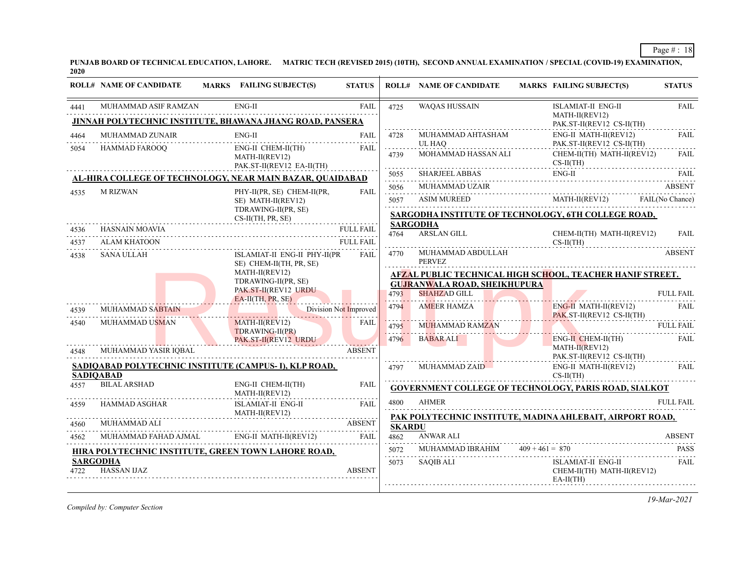PUNJAB BOARD OF TECHNICAL EDUCATION, LAHORE. MATRIC TECH (REVISED 2015) (10TH), SECOND ANNUAL EXAMINATION / SPECIAL (COVID-19) EXAMINATION, 2020

| ROLL# | NAME OF CANDIDATE | MARKS | FAILING SUBJECT(S) | STATUS |
|---|---|---|---|---|
| 4441 | MUHAMMAD ASIF RAMZAN | | ENG-II | FAIL |
| **JINNAH POLYTECHNIC INSTITUTE, BHAWANA JHANG ROAD, PANSERA** | | | | |
| 4464 | MUHAMMAD ZUNAIR | | ENG-II | FAIL |
| 5054 | HAMMAD FAROOQ | | ENG-II CHEM-II(TH) MATH-II(REV12) PAK.ST-II(REV12 EA-II(TH) | FAIL |
| **AL-HIRA COLLEGE OF TECHNOLOGY, NEAR MAIN BAZAR, QUAIDABAD** | | | | |
| 4535 | M RIZWAN | | PHY-II(PR, SE) CHEM-II(PR, SE) MATH-II(REV12) TDRAWING-II(PR, SE) CS-II(TH, PR, SE) | FAIL |
| 4536 | HASNAIN MOAVIA | | | FULL FAIL |
| 4537 | ALAM KHATOON | | | FULL FAIL |
| 4538 | SANA ULLAH | | ISLAMIAT-II ENG-II PHY-II(PR SE) CHEM-II(TH, PR, SE) MATH-II(REV12) TDRAWING-II(PR, SE) PAK.ST-II(REV12 URDU EA-II(TH, PR, SE) | FAIL |
| 4539 | MUHAMMAD SABTAIN | | | Division Not Improved |
| 4540 | MUHAMMAD USMAN | | MATH-II(REV12) TDRAWING-II(PR) PAK.ST-II(REV12 URDU | FAIL |
| 4548 | MUHAMMAD YASIR IQBAL | | | ABSENT |
| **SADIQABAD POLYTECHNIC INSTITUTE (CAMPUS- I), KLP ROAD, SADIQABAD** | | | | |
| 4557 | BILAL ARSHAD | | ENG-II CHEM-II(TH) MATH-II(REV12) | FAIL |
| 4559 | HAMMAD ASGHAR | | ISLAMIAT-II ENG-II MATH-II(REV12) | FAIL |
| 4560 | MUHAMMAD ALI | | | ABSENT |
| 4562 | MUHAMMAD FAHAD AJMAL | | ENG-II MATH-II(REV12) | FAIL |
| **HIRA POLYTECHNIC INSTITUTE, GREEN TOWN LAHORE ROAD, SARGODHA** | | | | |
| 4722 | HASSAN IJAZ | | | ABSENT |
| 4725 | WAQAS HUSSAIN | | ISLAMIAT-II ENG-II MATH-II(REV12) PAK.ST-II(REV12 CS-II(TH) | FAIL |
| 4728 | MUHAMMAD AHTASHAM UL HAQ | | ENG-II MATH-II(REV12) PAK.ST-II(REV12 CS-II(TH) | FAIL |
| 4739 | MOHAMMAD HASSAN ALI | | CHEM-II(TH) MATH-II(REV12) CS-II(TH) | FAIL |
| 5055 | SHARJEEL ABBAS | | ENG-II | FAIL |
| 5056 | MUHAMMAD UZAIR | | | ABSENT |
| 5057 | ASIM MUREED | | MATH-II(REV12) | FAIL(No Chance) |
| **SARGODHA INSTITUTE OF TECHNOLOGY, 6TH COLLEGE ROAD, SARGODHA** | | | | |
| 4764 | ARSLAN GILL | | CHEM-II(TH) MATH-II(REV12) CS-II(TH) | FAIL |
| 4770 | MUHAMMAD ABDULLAH PERVEZ | | | ABSENT |
| **AFZAL PUBLIC TECHNICAL HIGH SCHOOL, TEACHER HANIF STREET. GUJRANWALA ROAD, SHEIKHUPURA** | | | | |
| 4793 | SHAHZAD GILL | | | FULL FAIL |
| 4794 | AMEER HAMZA | | ENG-II MATH-II(REV12) PAK.ST-II(REV12 CS-II(TH) | FAIL |
| 4795 | MUHAMMAD RAMZAN | | | FULL FAIL |
| 4796 | BABAR ALI | | ENG-II CHEM-II(TH) MATH-II(REV12) PAK.ST-II(REV12 CS-II(TH) | FAIL |
| 4797 | MUHAMMAD ZAID | | ENG-II MATH-II(REV12) CS-II(TH) | FAIL |
| **GOVERNMENT COLLEGE OF TECHNOLOGY, PARIS ROAD, SIALKOT** | | | | |
| 4800 | AHMER | | | FULL FAIL |
| **PAK POLYTECHNIC INSTITUTE, MADINA AHLEBAIT, AIRPORT ROAD, SKARDU** | | | | |
| 4862 | ANWAR ALI | | | ABSENT |
| 5072 | MUHAMMAD IBRAHIM | 409 + 461 = 870 | | PASS |
| 5073 | SAQIB ALI | | ISLAMIAT-II ENG-II CHEM-II(TH) MATH-II(REV12) EA-II(TH) | FAIL |

*Compiled by: Computer Section*

*19-Mar-2021*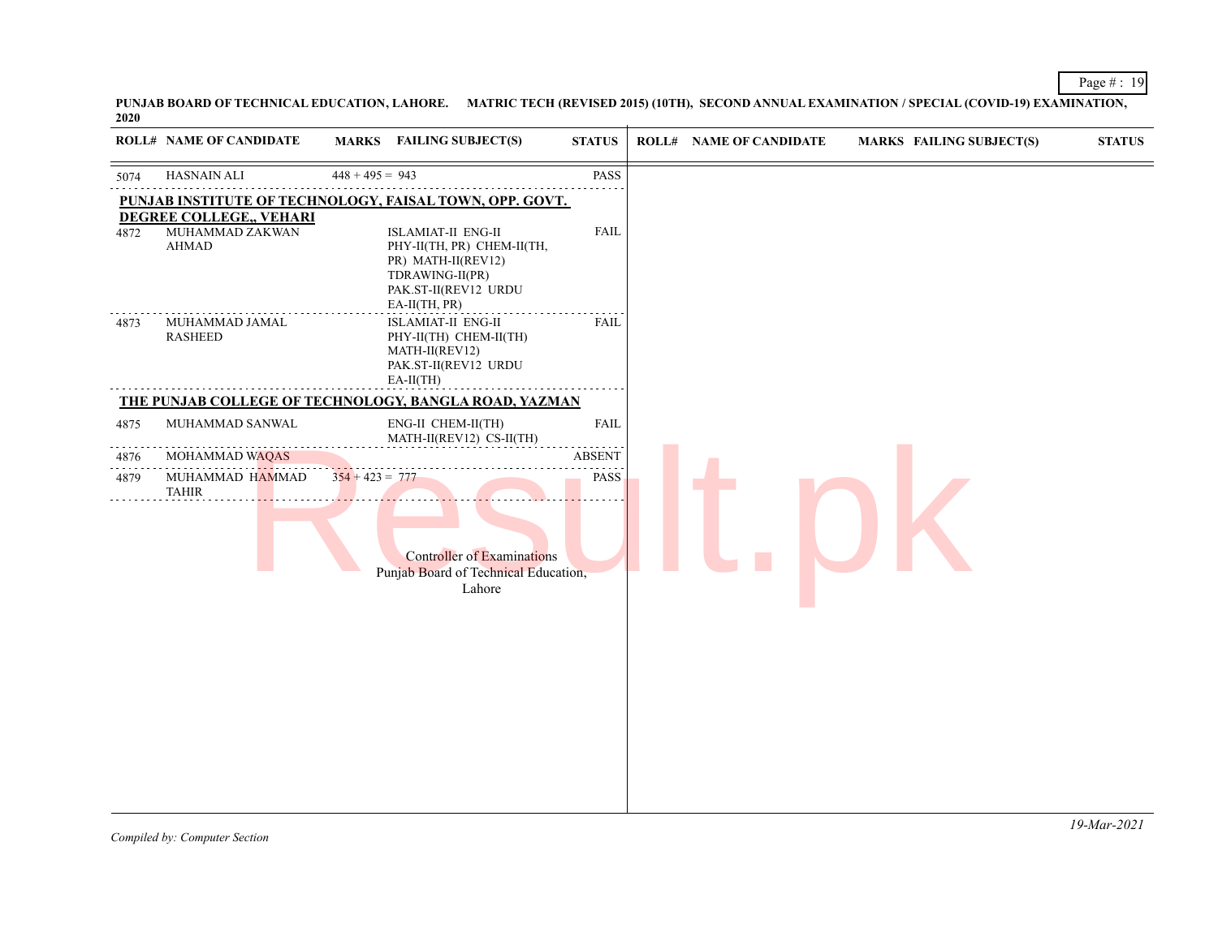**PUNJAB BOARD OF TECHNICAL EDUCATION, LAHORE. MATRIC TECH (REVISED 2015) (10TH), SECOND ANNUAL EXAMINATION / SPECIAL (COVID-19) EXAMINATION, 2020**

| ROLL# | NAME OF CANDIDATE | MARKS | FAILING SUBJECT(S) | STATUS |
|---|---|---|---|---|
| 5074 | HASNAIN ALI | 448 + 495 = 943 | | PASS |
| **PUNJAB INSTITUTE OF TECHNOLOGY, FAISAL TOWN, OPP. GOVT. DEGREE COLLEGE,, VEHARI** | | | | |
| 4872 | MUHAMMAD ZAKWAN AHMAD | | ISLAMIAT-II ENG-II PHY-II(TH, PR) CHEM-II(TH, PR) MATH-II(REV12) TDRAWING-II(PR) PAK.ST-II(REV12 URDU EA-II(TH, PR) | FAIL |
| 4873 | MUHAMMAD JAMAL RASHEED | | ISLAMIAT-II ENG-II PHY-II(TH) CHEM-II(TH) MATH-II(REV12) PAK.ST-II(REV12 URDU EA-II(TH) | FAIL |
| **THE PUNJAB COLLEGE OF TECHNOLOGY, BANGLA ROAD, YAZMAN** | | | | |
| 4875 | MUHAMMAD SANWAL | | ENG-II CHEM-II(TH) MATH-II(REV12) CS-II(TH) | FAIL |
| 4876 | MOHAMMAD WAQAS | | | ABSENT |
| 4879 | MUHAMMAD HAMMAD TAHIR | 354 + 423 = 777 | | PASS |

Controller of Examinations
Punjab Board of Technical Education,
Lahore

*Compiled by: Computer Section*

*19-Mar-2021*